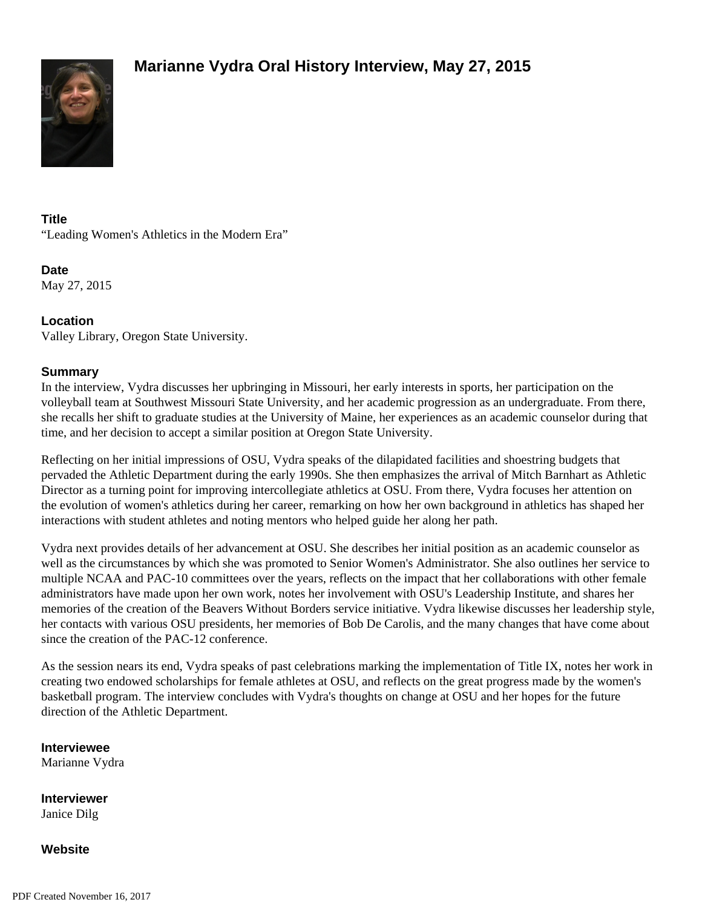# Marianne Vydra Oral History Interview, May 27, 2015

**Title**
“Leading Women's Athletics in the Modern Era”

**Date**
May 27, 2015

**Location**
Valley Library, Oregon State University.

**Summary**
In the interview, Vydra discusses her upbringing in Missouri, her early interests in sports, her participation on the volleyball team at Southwest Missouri State University, and her academic progression as an undergraduate. From there, she recalls her shift to graduate studies at the University of Maine, her experiences as an academic counselor during that time, and her decision to accept a similar position at Oregon State University.

Reflecting on her initial impressions of OSU, Vydra speaks of the dilapidated facilities and shoestring budgets that pervaded the Athletic Department during the early 1990s. She then emphasizes the arrival of Mitch Barnhart as Athletic Director as a turning point for improving intercollegiate athletics at OSU. From there, Vydra focuses her attention on the evolution of women's athletics during her career, remarking on how her own background in athletics has shaped her interactions with student athletes and noting mentors who helped guide her along her path.

Vydra next provides details of her advancement at OSU. She describes her initial position as an academic counselor as well as the circumstances by which she was promoted to Senior Women's Administrator. She also outlines her service to multiple NCAA and PAC-10 committees over the years, reflects on the impact that her collaborations with other female administrators have made upon her own work, notes her involvement with OSU's Leadership Institute, and shares her memories of the creation of the Beavers Without Borders service initiative. Vydra likewise discusses her leadership style, her contacts with various OSU presidents, her memories of Bob De Carolis, and the many changes that have come about since the creation of the PAC-12 conference.

As the session nears its end, Vydra speaks of past celebrations marking the implementation of Title IX, notes her work in creating two endowed scholarships for female athletes at OSU, and reflects on the great progress made by the women's basketball program. The interview concludes with Vydra's thoughts on change at OSU and her hopes for the future direction of the Athletic Department.

**Interviewee**
Marianne Vydra

**Interviewer**
Janice Dilg

**Website**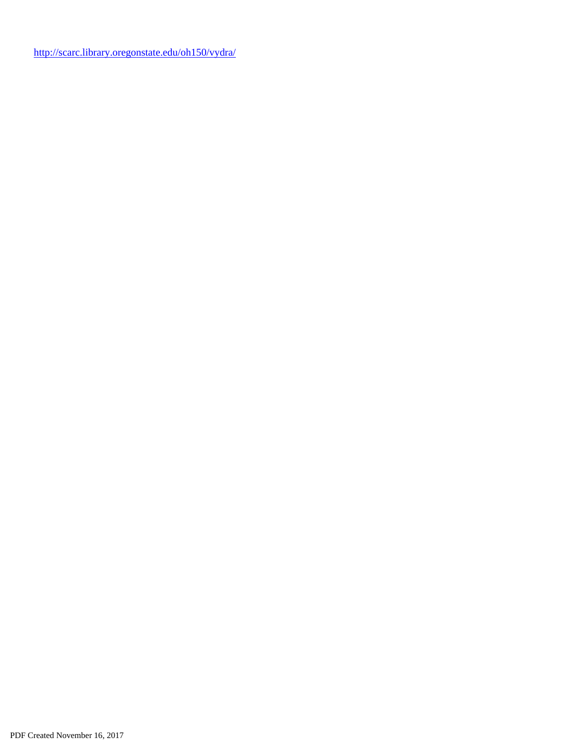http://scarc.library.oregonstate.edu/oh150/vydra/

PDF Created November 16, 2017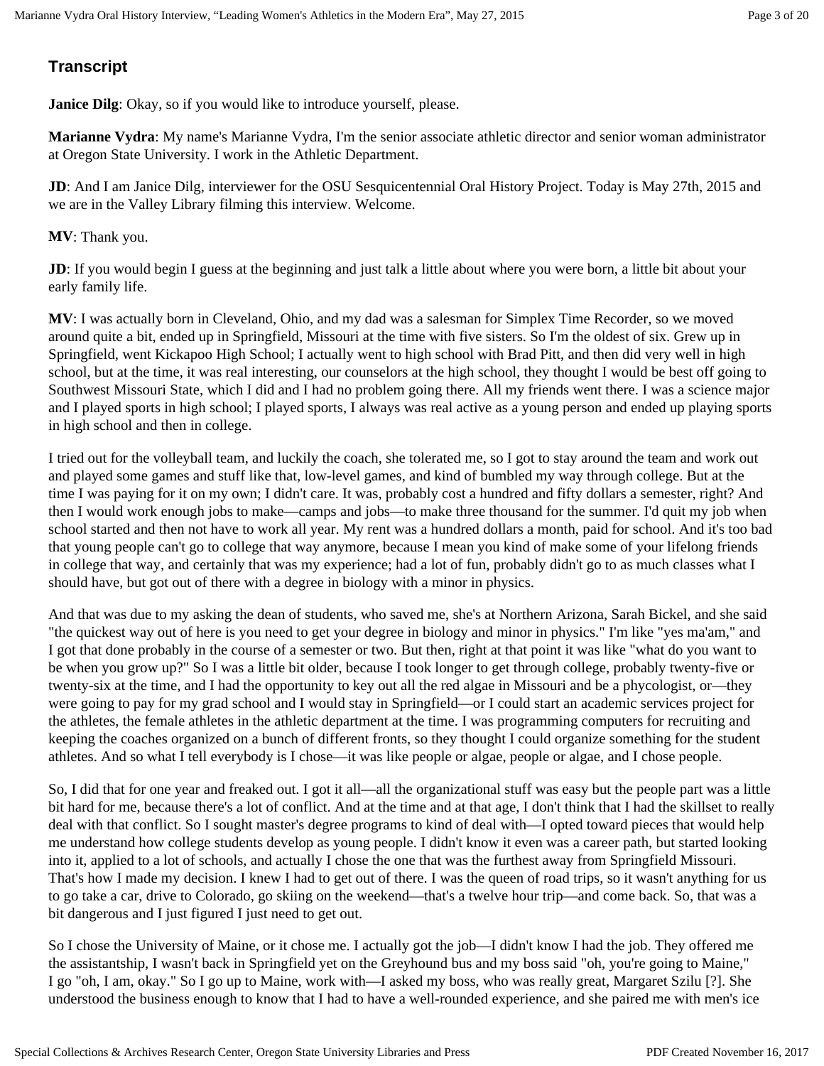## Transcript

**Janice Dilg**: Okay, so if you would like to introduce yourself, please.

**Marianne Vydra**: My name's Marianne Vydra, I'm the senior associate athletic director and senior woman administrator at Oregon State University. I work in the Athletic Department.

**JD**: And I am Janice Dilg, interviewer for the OSU Sesquicentennial Oral History Project. Today is May 27th, 2015 and we are in the Valley Library filming this interview. Welcome.

**MV**: Thank you.

**JD**: If you would begin I guess at the beginning and just talk a little about where you were born, a little bit about your early family life.

**MV**: I was actually born in Cleveland, Ohio, and my dad was a salesman for Simplex Time Recorder, so we moved around quite a bit, ended up in Springfield, Missouri at the time with five sisters. So I'm the oldest of six. Grew up in Springfield, went Kickapoo High School; I actually went to high school with Brad Pitt, and then did very well in high school, but at the time, it was real interesting, our counselors at the high school, they thought I would be best off going to Southwest Missouri State, which I did and I had no problem going there. All my friends went there. I was a science major and I played sports in high school; I played sports, I always was real active as a young person and ended up playing sports in high school and then in college.

I tried out for the volleyball team, and luckily the coach, she tolerated me, so I got to stay around the team and work out and played some games and stuff like that, low-level games, and kind of bumbled my way through college. But at the time I was paying for it on my own; I didn't care. It was, probably cost a hundred and fifty dollars a semester, right? And then I would work enough jobs to make—camps and jobs—to make three thousand for the summer. I'd quit my job when school started and then not have to work all year. My rent was a hundred dollars a month, paid for school. And it's too bad that young people can't go to college that way anymore, because I mean you kind of make some of your lifelong friends in college that way, and certainly that was my experience; had a lot of fun, probably didn't go to as much classes what I should have, but got out of there with a degree in biology with a minor in physics.

And that was due to my asking the dean of students, who saved me, she's at Northern Arizona, Sarah Bickel, and she said "the quickest way out of here is you need to get your degree in biology and minor in physics." I'm like "yes ma'am," and I got that done probably in the course of a semester or two. But then, right at that point it was like "what do you want to be when you grow up?" So I was a little bit older, because I took longer to get through college, probably twenty-five or twenty-six at the time, and I had the opportunity to key out all the red algae in Missouri and be a phycologist, or—they were going to pay for my grad school and I would stay in Springfield—or I could start an academic services project for the athletes, the female athletes in the athletic department at the time. I was programming computers for recruiting and keeping the coaches organized on a bunch of different fronts, so they thought I could organize something for the student athletes. And so what I tell everybody is I chose—it was like people or algae, people or algae, and I chose people.

So, I did that for one year and freaked out. I got it all—all the organizational stuff was easy but the people part was a little bit hard for me, because there's a lot of conflict. And at the time and at that age, I don't think that I had the skillset to really deal with that conflict. So I sought master's degree programs to kind of deal with—I opted toward pieces that would help me understand how college students develop as young people. I didn't know it even was a career path, but started looking into it, applied to a lot of schools, and actually I chose the one that was the furthest away from Springfield Missouri. That's how I made my decision. I knew I had to get out of there. I was the queen of road trips, so it wasn't anything for us to go take a car, drive to Colorado, go skiing on the weekend—that's a twelve hour trip—and come back. So, that was a bit dangerous and I just figured I just need to get out.

So I chose the University of Maine, or it chose me. I actually got the job—I didn't know I had the job. They offered me the assistantship, I wasn't back in Springfield yet on the Greyhound bus and my boss said "oh, you're going to Maine," I go "oh, I am, okay." So I go up to Maine, work with—I asked my boss, who was really great, Margaret Szilu [?]. She understood the business enough to know that I had to have a well-rounded experience, and she paired me with men's ice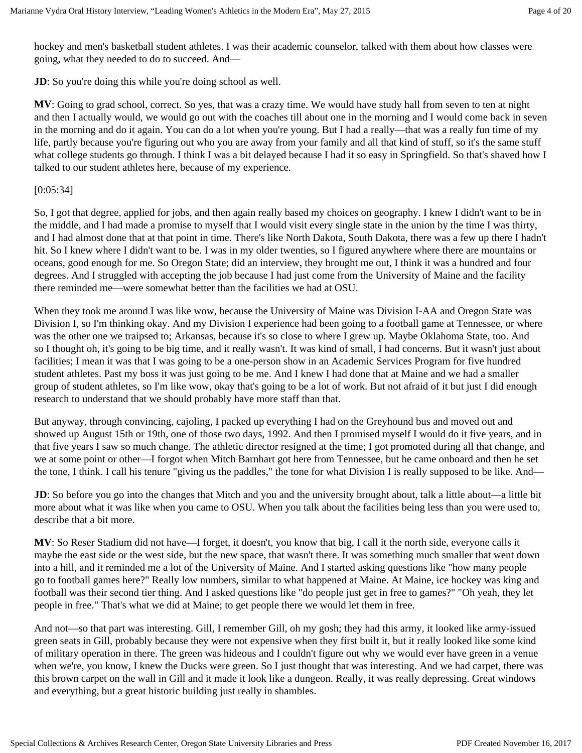hockey and men's basketball student athletes. I was their academic counselor, talked with them about how classes were going, what they needed to do to succeed. And—

**JD**: So you're doing this while you're doing school as well.

**MV**: Going to grad school, correct. So yes, that was a crazy time. We would have study hall from seven to ten at night and then I actually would, we would go out with the coaches till about one in the morning and I would come back in seven in the morning and do it again. You can do a lot when you're young. But I had a really—that was a really fun time of my life, partly because you're figuring out who you are away from your family and all that kind of stuff, so it's the same stuff what college students go through. I think I was a bit delayed because I had it so easy in Springfield. So that's shaved how I talked to our student athletes here, because of my experience.

[0:05:34]

So, I got that degree, applied for jobs, and then again really based my choices on geography. I knew I didn't want to be in the middle, and I had made a promise to myself that I would visit every single state in the union by the time I was thirty, and I had almost done that at that point in time. There's like North Dakota, South Dakota, there was a few up there I hadn't hit. So I knew where I didn't want to be. I was in my older twenties, so I figured anywhere where there are mountains or oceans, good enough for me. So Oregon State; did an interview, they brought me out, I think it was a hundred and four degrees. And I struggled with accepting the job because I had just come from the University of Maine and the facility there reminded me—were somewhat better than the facilities we had at OSU.

When they took me around I was like wow, because the University of Maine was Division I-AA and Oregon State was Division I, so I'm thinking okay. And my Division I experience had been going to a football game at Tennessee, or where was the other one we traipsed to; Arkansas, because it's so close to where I grew up. Maybe Oklahoma State, too. And so I thought oh, it's going to be big time, and it really wasn't. It was kind of small, I had concerns. But it wasn't just about facilities; I mean it was that I was going to be a one-person show in an Academic Services Program for five hundred student athletes. Past my boss it was just going to be me. And I knew I had done that at Maine and we had a smaller group of student athletes, so I'm like wow, okay that's going to be a lot of work. But not afraid of it but just I did enough research to understand that we should probably have more staff than that.

But anyway, through convincing, cajoling, I packed up everything I had on the Greyhound bus and moved out and showed up August 15th or 19th, one of those two days, 1992. And then I promised myself I would do it five years, and in that five years I saw so much change. The athletic director resigned at the time; I got promoted during all that change, and we at some point or other—I forgot when Mitch Barnhart got here from Tennessee, but he came onboard and then he set the tone, I think. I call his tenure "giving us the paddles," the tone for what Division I is really supposed to be like. And—

**JD**: So before you go into the changes that Mitch and you and the university brought about, talk a little about—a little bit more about what it was like when you came to OSU. When you talk about the facilities being less than you were used to, describe that a bit more.

**MV**: So Reser Stadium did not have—I forget, it doesn't, you know that big, I call it the north side, everyone calls it maybe the east side or the west side, but the new space, that wasn't there. It was something much smaller that went down into a hill, and it reminded me a lot of the University of Maine. And I started asking questions like "how many people go to football games here?" Really low numbers, similar to what happened at Maine. At Maine, ice hockey was king and football was their second tier thing. And I asked questions like "do people just get in free to games?" "Oh yeah, they let people in free." That's what we did at Maine; to get people there we would let them in free.

And not—so that part was interesting. Gill, I remember Gill, oh my gosh; they had this army, it looked like army-issued green seats in Gill, probably because they were not expensive when they first built it, but it really looked like some kind of military operation in there. The green was hideous and I couldn't figure out why we would ever have green in a venue when we're, you know, I knew the Ducks were green. So I just thought that was interesting. And we had carpet, there was this brown carpet on the wall in Gill and it made it look like a dungeon. Really, it was really depressing. Great windows and everything, but a great historic building just really in shambles.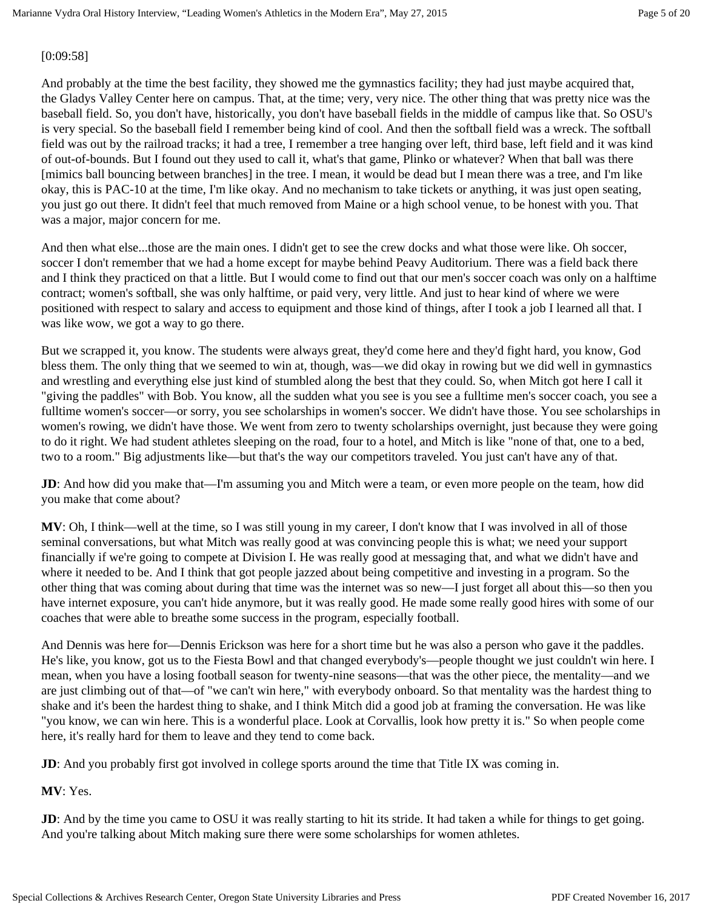[0:09:58]

And probably at the time the best facility, they showed me the gymnastics facility; they had just maybe acquired that, the Gladys Valley Center here on campus. That, at the time; very, very nice. The other thing that was pretty nice was the baseball field. So, you don't have, historically, you don't have baseball fields in the middle of campus like that. So OSU's is very special. So the baseball field I remember being kind of cool. And then the softball field was a wreck. The softball field was out by the railroad tracks; it had a tree, I remember a tree hanging over left, third base, left field and it was kind of out-of-bounds. But I found out they used to call it, what's that game, Plinko or whatever? When that ball was there [mimics ball bouncing between branches] in the tree. I mean, it would be dead but I mean there was a tree, and I'm like okay, this is PAC-10 at the time, I'm like okay. And no mechanism to take tickets or anything, it was just open seating, you just go out there. It didn't feel that much removed from Maine or a high school venue, to be honest with you. That was a major, major concern for me.

And then what else...those are the main ones. I didn't get to see the crew docks and what those were like. Oh soccer, soccer I don't remember that we had a home except for maybe behind Peavy Auditorium. There was a field back there and I think they practiced on that a little. But I would come to find out that our men's soccer coach was only on a halftime contract; women's softball, she was only halftime, or paid very, very little. And just to hear kind of where we were positioned with respect to salary and access to equipment and those kind of things, after I took a job I learned all that. I was like wow, we got a way to go there.

But we scrapped it, you know. The students were always great, they'd come here and they'd fight hard, you know, God bless them. The only thing that we seemed to win at, though, was—we did okay in rowing but we did well in gymnastics and wrestling and everything else just kind of stumbled along the best that they could. So, when Mitch got here I call it "giving the paddles" with Bob. You know, all the sudden what you see is you see a fulltime men's soccer coach, you see a fulltime women's soccer—or sorry, you see scholarships in women's soccer. We didn't have those. You see scholarships in women's rowing, we didn't have those. We went from zero to twenty scholarships overnight, just because they were going to do it right. We had student athletes sleeping on the road, four to a hotel, and Mitch is like "none of that, one to a bed, two to a room." Big adjustments like—but that's the way our competitors traveled. You just can't have any of that.

**JD**: And how did you make that—I'm assuming you and Mitch were a team, or even more people on the team, how did you make that come about?

**MV**: Oh, I think—well at the time, so I was still young in my career, I don't know that I was involved in all of those seminal conversations, but what Mitch was really good at was convincing people this is what; we need your support financially if we're going to compete at Division I. He was really good at messaging that, and what we didn't have and where it needed to be. And I think that got people jazzed about being competitive and investing in a program. So the other thing that was coming about during that time was the internet was so new—I just forget all about this—so then you have internet exposure, you can't hide anymore, but it was really good. He made some really good hires with some of our coaches that were able to breathe some success in the program, especially football.

And Dennis was here for—Dennis Erickson was here for a short time but he was also a person who gave it the paddles. He's like, you know, got us to the Fiesta Bowl and that changed everybody's—people thought we just couldn't win here. I mean, when you have a losing football season for twenty-nine seasons—that was the other piece, the mentality—and we are just climbing out of that—of "we can't win here," with everybody onboard. So that mentality was the hardest thing to shake and it's been the hardest thing to shake, and I think Mitch did a good job at framing the conversation. He was like "you know, we can win here. This is a wonderful place. Look at Corvallis, look how pretty it is." So when people come here, it's really hard for them to leave and they tend to come back.

**JD**: And you probably first got involved in college sports around the time that Title IX was coming in.

**MV**: Yes.

**JD**: And by the time you came to OSU it was really starting to hit its stride. It had taken a while for things to get going. And you're talking about Mitch making sure there were some scholarships for women athletes.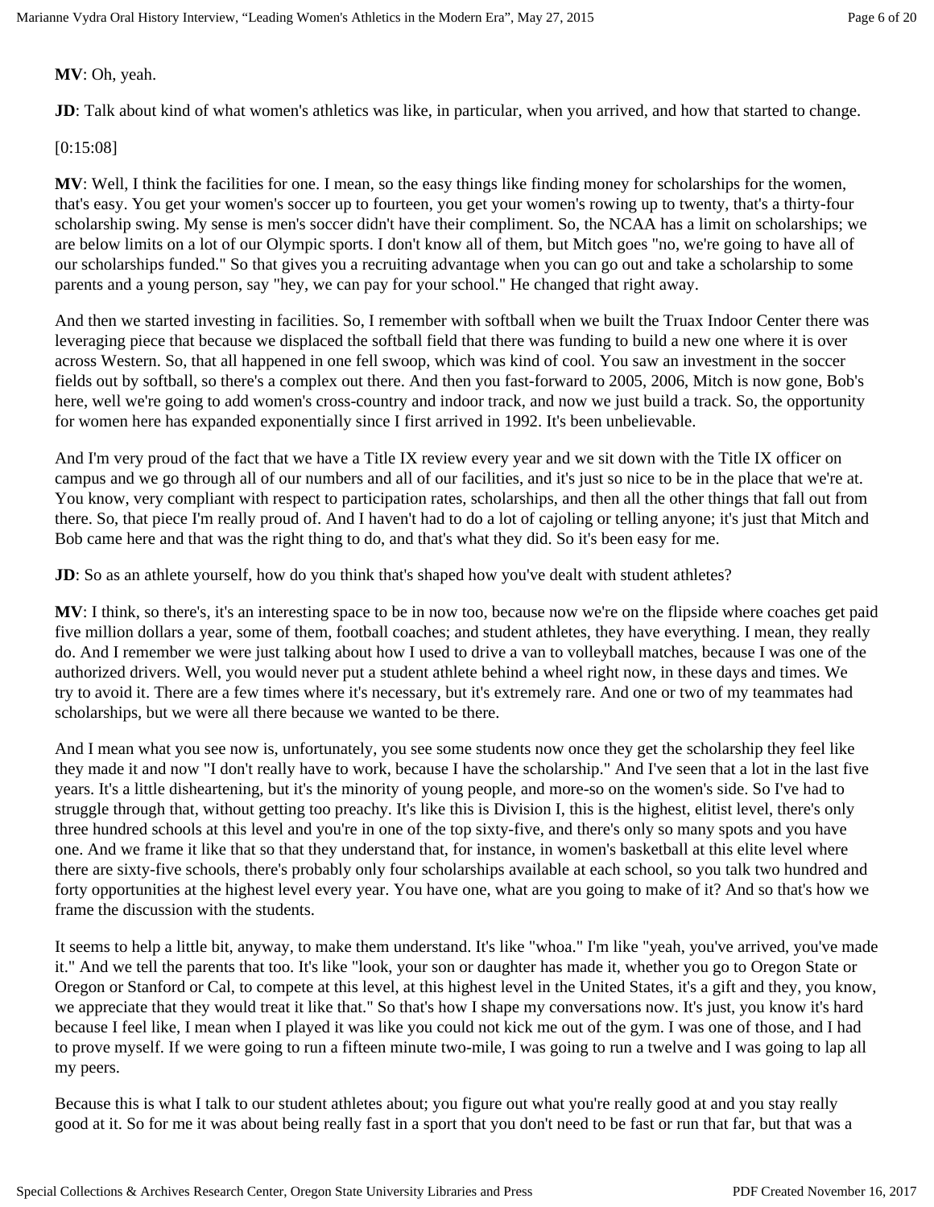**MV**: Oh, yeah.

**JD**: Talk about kind of what women's athletics was like, in particular, when you arrived, and how that started to change.

[0:15:08]

**MV**: Well, I think the facilities for one. I mean, so the easy things like finding money for scholarships for the women, that's easy. You get your women's soccer up to fourteen, you get your women's rowing up to twenty, that's a thirty-four scholarship swing. My sense is men's soccer didn't have their compliment. So, the NCAA has a limit on scholarships; we are below limits on a lot of our Olympic sports. I don't know all of them, but Mitch goes "no, we're going to have all of our scholarships funded." So that gives you a recruiting advantage when you can go out and take a scholarship to some parents and a young person, say "hey, we can pay for your school." He changed that right away.

And then we started investing in facilities. So, I remember with softball when we built the Truax Indoor Center there was leveraging piece that because we displaced the softball field that there was funding to build a new one where it is over across Western. So, that all happened in one fell swoop, which was kind of cool. You saw an investment in the soccer fields out by softball, so there's a complex out there. And then you fast-forward to 2005, 2006, Mitch is now gone, Bob's here, well we're going to add women's cross-country and indoor track, and now we just build a track. So, the opportunity for women here has expanded exponentially since I first arrived in 1992. It's been unbelievable.

And I'm very proud of the fact that we have a Title IX review every year and we sit down with the Title IX officer on campus and we go through all of our numbers and all of our facilities, and it's just so nice to be in the place that we're at. You know, very compliant with respect to participation rates, scholarships, and then all the other things that fall out from there. So, that piece I'm really proud of. And I haven't had to do a lot of cajoling or telling anyone; it's just that Mitch and Bob came here and that was the right thing to do, and that's what they did. So it's been easy for me.

**JD**: So as an athlete yourself, how do you think that's shaped how you've dealt with student athletes?

**MV**: I think, so there's, it's an interesting space to be in now too, because now we're on the flipside where coaches get paid five million dollars a year, some of them, football coaches; and student athletes, they have everything. I mean, they really do. And I remember we were just talking about how I used to drive a van to volleyball matches, because I was one of the authorized drivers. Well, you would never put a student athlete behind a wheel right now, in these days and times. We try to avoid it. There are a few times where it's necessary, but it's extremely rare. And one or two of my teammates had scholarships, but we were all there because we wanted to be there.

And I mean what you see now is, unfortunately, you see some students now once they get the scholarship they feel like they made it and now "I don't really have to work, because I have the scholarship." And I've seen that a lot in the last five years. It's a little disheartening, but it's the minority of young people, and more-so on the women's side. So I've had to struggle through that, without getting too preachy. It's like this is Division I, this is the highest, elitist level, there's only three hundred schools at this level and you're in one of the top sixty-five, and there's only so many spots and you have one. And we frame it like that so that they understand that, for instance, in women's basketball at this elite level where there are sixty-five schools, there's probably only four scholarships available at each school, so you talk two hundred and forty opportunities at the highest level every year. You have one, what are you going to make of it? And so that's how we frame the discussion with the students.

It seems to help a little bit, anyway, to make them understand. It's like "whoa." I'm like "yeah, you've arrived, you've made it." And we tell the parents that too. It's like "look, your son or daughter has made it, whether you go to Oregon State or Oregon or Stanford or Cal, to compete at this level, at this highest level in the United States, it's a gift and they, you know, we appreciate that they would treat it like that." So that's how I shape my conversations now. It's just, you know it's hard because I feel like, I mean when I played it was like you could not kick me out of the gym. I was one of those, and I had to prove myself. If we were going to run a fifteen minute two-mile, I was going to run a twelve and I was going to lap all my peers.

Because this is what I talk to our student athletes about; you figure out what you're really good at and you stay really good at it. So for me it was about being really fast in a sport that you don't need to be fast or run that far, but that was a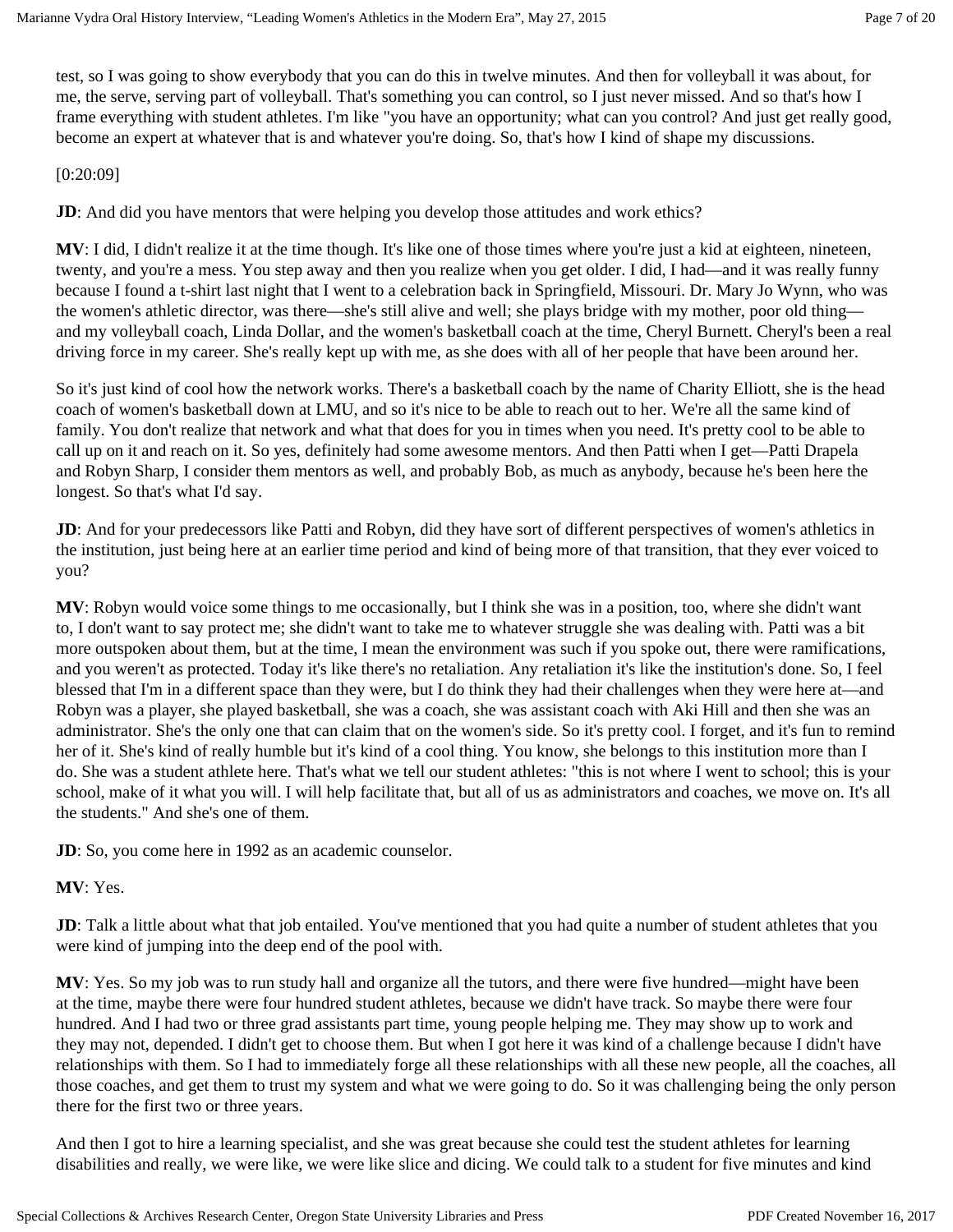test, so I was going to show everybody that you can do this in twelve minutes. And then for volleyball it was about, for me, the serve, serving part of volleyball. That's something you can control, so I just never missed. And so that's how I frame everything with student athletes. I'm like "you have an opportunity; what can you control? And just get really good, become an expert at whatever that is and whatever you're doing. So, that's how I kind of shape my discussions.

[0:20:09]

**JD**: And did you have mentors that were helping you develop those attitudes and work ethics?

**MV**: I did, I didn't realize it at the time though. It's like one of those times where you're just a kid at eighteen, nineteen, twenty, and you're a mess. You step away and then you realize when you get older. I did, I had—and it was really funny because I found a t-shirt last night that I went to a celebration back in Springfield, Missouri. Dr. Mary Jo Wynn, who was the women's athletic director, was there—she's still alive and well; she plays bridge with my mother, poor old thing—and my volleyball coach, Linda Dollar, and the women's basketball coach at the time, Cheryl Burnett. Cheryl's been a real driving force in my career. She's really kept up with me, as she does with all of her people that have been around her.

So it's just kind of cool how the network works. There's a basketball coach by the name of Charity Elliott, she is the head coach of women's basketball down at LMU, and so it's nice to be able to reach out to her. We're all the same kind of family. You don't realize that network and what that does for you in times when you need. It's pretty cool to be able to call up on it and reach on it. So yes, definitely had some awesome mentors. And then Patti when I get—Patti Drapela and Robyn Sharp, I consider them mentors as well, and probably Bob, as much as anybody, because he's been here the longest. So that's what I'd say.

**JD**: And for your predecessors like Patti and Robyn, did they have sort of different perspectives of women's athletics in the institution, just being here at an earlier time period and kind of being more of that transition, that they ever voiced to you?

**MV**: Robyn would voice some things to me occasionally, but I think she was in a position, too, where she didn't want to, I don't want to say protect me; she didn't want to take me to whatever struggle she was dealing with. Patti was a bit more outspoken about them, but at the time, I mean the environment was such if you spoke out, there were ramifications, and you weren't as protected. Today it's like there's no retaliation. Any retaliation it's like the institution's done. So, I feel blessed that I'm in a different space than they were, but I do think they had their challenges when they were here at—and Robyn was a player, she played basketball, she was a coach, she was assistant coach with Aki Hill and then she was an administrator. She's the only one that can claim that on the women's side. So it's pretty cool. I forget, and it's fun to remind her of it. She's kind of really humble but it's kind of a cool thing. You know, she belongs to this institution more than I do. She was a student athlete here. That's what we tell our student athletes: "this is not where I went to school; this is your school, make of it what you will. I will help facilitate that, but all of us as administrators and coaches, we move on. It's all the students." And she's one of them.

**JD**: So, you come here in 1992 as an academic counselor.

**MV**: Yes.

**JD**: Talk a little about what that job entailed. You've mentioned that you had quite a number of student athletes that you were kind of jumping into the deep end of the pool with.

**MV**: Yes. So my job was to run study hall and organize all the tutors, and there were five hundred—might have been at the time, maybe there were four hundred student athletes, because we didn't have track. So maybe there were four hundred. And I had two or three grad assistants part time, young people helping me. They may show up to work and they may not, depended. I didn't get to choose them. But when I got here it was kind of a challenge because I didn't have relationships with them. So I had to immediately forge all these relationships with all these new people, all the coaches, all those coaches, and get them to trust my system and what we were going to do. So it was challenging being the only person there for the first two or three years.

And then I got to hire a learning specialist, and she was great because she could test the student athletes for learning disabilities and really, we were like, we were like slice and dicing. We could talk to a student for five minutes and kind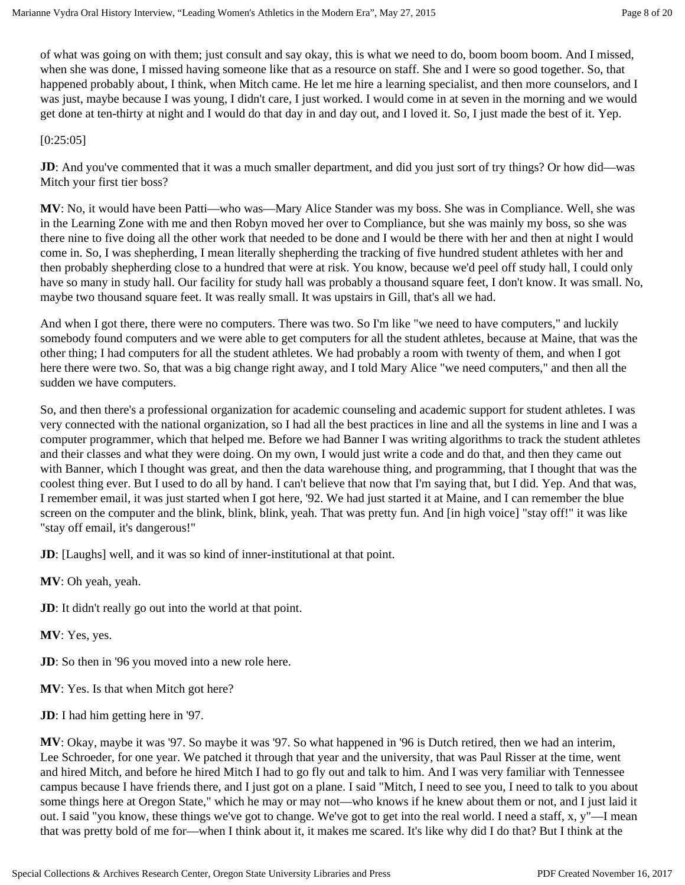of what was going on with them; just consult and say okay, this is what we need to do, boom boom boom. And I missed, when she was done, I missed having someone like that as a resource on staff. She and I were so good together. So, that happened probably about, I think, when Mitch came. He let me hire a learning specialist, and then more counselors, and I was just, maybe because I was young, I didn't care, I just worked. I would come in at seven in the morning and we would get done at ten-thirty at night and I would do that day in and day out, and I loved it. So, I just made the best of it. Yep.

[0:25:05]

**JD**: And you've commented that it was a much smaller department, and did you just sort of try things? Or how did—was Mitch your first tier boss?

**MV**: No, it would have been Patti—who was—Mary Alice Stander was my boss. She was in Compliance. Well, she was in the Learning Zone with me and then Robyn moved her over to Compliance, but she was mainly my boss, so she was there nine to five doing all the other work that needed to be done and I would be there with her and then at night I would come in. So, I was shepherding, I mean literally shepherding the tracking of five hundred student athletes with her and then probably shepherding close to a hundred that were at risk. You know, because we'd peel off study hall, I could only have so many in study hall. Our facility for study hall was probably a thousand square feet, I don't know. It was small. No, maybe two thousand square feet. It was really small. It was upstairs in Gill, that's all we had.

And when I got there, there were no computers. There was two. So I'm like "we need to have computers," and luckily somebody found computers and we were able to get computers for all the student athletes, because at Maine, that was the other thing; I had computers for all the student athletes. We had probably a room with twenty of them, and when I got here there were two. So, that was a big change right away, and I told Mary Alice "we need computers," and then all the sudden we have computers.

So, and then there's a professional organization for academic counseling and academic support for student athletes. I was very connected with the national organization, so I had all the best practices in line and all the systems in line and I was a computer programmer, which that helped me. Before we had Banner I was writing algorithms to track the student athletes and their classes and what they were doing. On my own, I would just write a code and do that, and then they came out with Banner, which I thought was great, and then the data warehouse thing, and programming, that I thought that was the coolest thing ever. But I used to do all by hand. I can't believe that now that I'm saying that, but I did. Yep. And that was, I remember email, it was just started when I got here, '92. We had just started it at Maine, and I can remember the blue screen on the computer and the blink, blink, blink, yeah. That was pretty fun. And [in high voice] "stay off!" it was like "stay off email, it's dangerous!"

**JD**: [Laughs] well, and it was so kind of inner-institutional at that point.

**MV**: Oh yeah, yeah.

**JD**: It didn't really go out into the world at that point.

**MV**: Yes, yes.

**JD**: So then in '96 you moved into a new role here.

**MV**: Yes. Is that when Mitch got here?

**JD**: I had him getting here in '97.

**MV**: Okay, maybe it was '97. So maybe it was '97. So what happened in '96 is Dutch retired, then we had an interim, Lee Schroeder, for one year. We patched it through that year and the university, that was Paul Risser at the time, went and hired Mitch, and before he hired Mitch I had to go fly out and talk to him. And I was very familiar with Tennessee campus because I have friends there, and I just got on a plane. I said "Mitch, I need to see you, I need to talk to you about some things here at Oregon State," which he may or may not—who knows if he knew about them or not, and I just laid it out. I said "you know, these things we've got to change. We've got to get into the real world. I need a staff, x, y"—I mean that was pretty bold of me for—when I think about it, it makes me scared. It's like why did I do that? But I think at the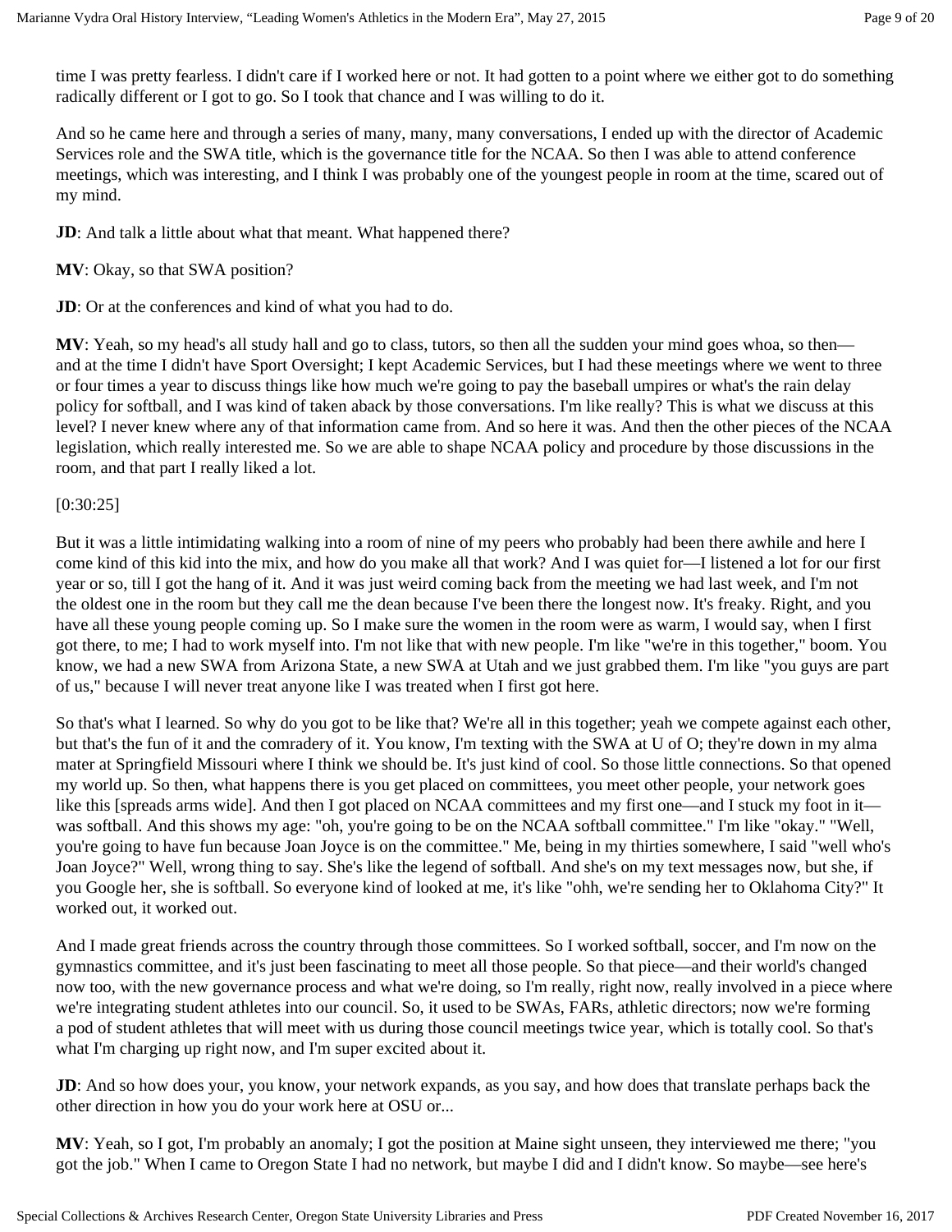time I was pretty fearless. I didn't care if I worked here or not. It had gotten to a point where we either got to do something radically different or I got to go. So I took that chance and I was willing to do it.

And so he came here and through a series of many, many, many conversations, I ended up with the director of Academic Services role and the SWA title, which is the governance title for the NCAA. So then I was able to attend conference meetings, which was interesting, and I think I was probably one of the youngest people in room at the time, scared out of my mind.

**JD**: And talk a little about what that meant. What happened there?

**MV**: Okay, so that SWA position?

**JD**: Or at the conferences and kind of what you had to do.

**MV**: Yeah, so my head's all study hall and go to class, tutors, so then all the sudden your mind goes whoa, so then—and at the time I didn't have Sport Oversight; I kept Academic Services, but I had these meetings where we went to three or four times a year to discuss things like how much we're going to pay the baseball umpires or what's the rain delay policy for softball, and I was kind of taken aback by those conversations. I'm like really? This is what we discuss at this level? I never knew where any of that information came from. And so here it was. And then the other pieces of the NCAA legislation, which really interested me. So we are able to shape NCAA policy and procedure by those discussions in the room, and that part I really liked a lot.

[0:30:25]

But it was a little intimidating walking into a room of nine of my peers who probably had been there awhile and here I come kind of this kid into the mix, and how do you make all that work? And I was quiet for—I listened a lot for our first year or so, till I got the hang of it. And it was just weird coming back from the meeting we had last week, and I'm not the oldest one in the room but they call me the dean because I've been there the longest now. It's freaky. Right, and you have all these young people coming up. So I make sure the women in the room were as warm, I would say, when I first got there, to me; I had to work myself into. I'm not like that with new people. I'm like "we're in this together," boom. You know, we had a new SWA from Arizona State, a new SWA at Utah and we just grabbed them. I'm like "you guys are part of us," because I will never treat anyone like I was treated when I first got here.

So that's what I learned. So why do you got to be like that? We're all in this together; yeah we compete against each other, but that's the fun of it and the comradery of it. You know, I'm texting with the SWA at U of O; they're down in my alma mater at Springfield Missouri where I think we should be. It's just kind of cool. So those little connections. So that opened my world up. So then, what happens there is you get placed on committees, you meet other people, your network goes like this [spreads arms wide]. And then I got placed on NCAA committees and my first one—and I stuck my foot in it—was softball. And this shows my age: "oh, you're going to be on the NCAA softball committee." I'm like "okay." "Well, you're going to have fun because Joan Joyce is on the committee." Me, being in my thirties somewhere, I said "well who's Joan Joyce?" Well, wrong thing to say. She's like the legend of softball. And she's on my text messages now, but she, if you Google her, she is softball. So everyone kind of looked at me, it's like "ohh, we're sending her to Oklahoma City?" It worked out, it worked out.

And I made great friends across the country through those committees. So I worked softball, soccer, and I'm now on the gymnastics committee, and it's just been fascinating to meet all those people. So that piece—and their world's changed now too, with the new governance process and what we're doing, so I'm really, right now, really involved in a piece where we're integrating student athletes into our council. So, it used to be SWAs, FARs, athletic directors; now we're forming a pod of student athletes that will meet with us during those council meetings twice year, which is totally cool. So that's what I'm charging up right now, and I'm super excited about it.

**JD**: And so how does your, you know, your network expands, as you say, and how does that translate perhaps back the other direction in how you do your work here at OSU or...

**MV**: Yeah, so I got, I'm probably an anomaly; I got the position at Maine sight unseen, they interviewed me there; "you got the job." When I came to Oregon State I had no network, but maybe I did and I didn't know. So maybe—see here's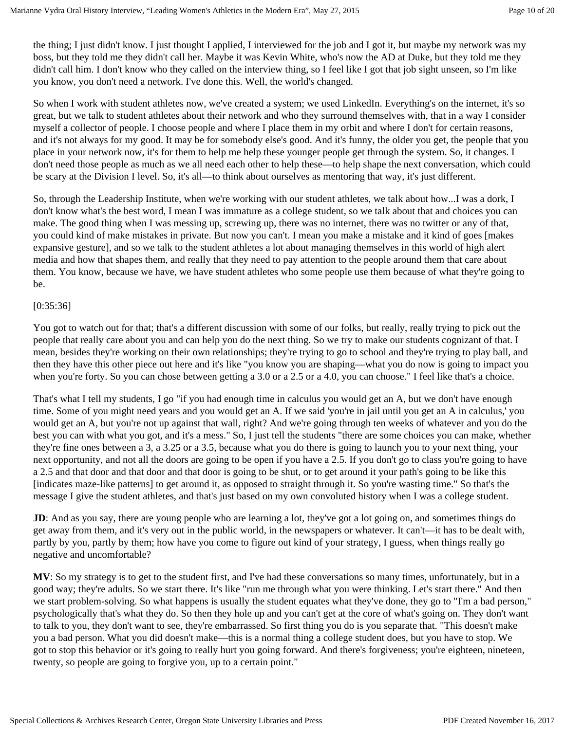the thing; I just didn't know. I just thought I applied, I interviewed for the job and I got it, but maybe my network was my boss, but they told me they didn't call her. Maybe it was Kevin White, who's now the AD at Duke, but they told me they didn't call him. I don't know who they called on the interview thing, so I feel like I got that job sight unseen, so I'm like you know, you don't need a network. I've done this. Well, the world's changed.

So when I work with student athletes now, we've created a system; we used LinkedIn. Everything's on the internet, it's so great, but we talk to student athletes about their network and who they surround themselves with, that in a way I consider myself a collector of people. I choose people and where I place them in my orbit and where I don't for certain reasons, and it's not always for my good. It may be for somebody else's good. And it's funny, the older you get, the people that you place in your network now, it's for them to help me help these younger people get through the system. So, it changes. I don't need those people as much as we all need each other to help these—to help shape the next conversation, which could be scary at the Division I level. So, it's all—to think about ourselves as mentoring that way, it's just different.

So, through the Leadership Institute, when we're working with our student athletes, we talk about how...I was a dork, I don't know what's the best word, I mean I was immature as a college student, so we talk about that and choices you can make. The good thing when I was messing up, screwing up, there was no internet, there was no twitter or any of that, you could kind of make mistakes in private. But now you can't. I mean you make a mistake and it kind of goes [makes expansive gesture], and so we talk to the student athletes a lot about managing themselves in this world of high alert media and how that shapes them, and really that they need to pay attention to the people around them that care about them. You know, because we have, we have student athletes who some people use them because of what they're going to be.

[0:35:36]

You got to watch out for that; that's a different discussion with some of our folks, but really, really trying to pick out the people that really care about you and can help you do the next thing. So we try to make our students cognizant of that. I mean, besides they're working on their own relationships; they're trying to go to school and they're trying to play ball, and then they have this other piece out here and it's like "you know you are shaping—what you do now is going to impact you when you're forty. So you can chose between getting a 3.0 or a 2.5 or a 4.0, you can choose." I feel like that's a choice.

That's what I tell my students, I go "if you had enough time in calculus you would get an A, but we don't have enough time. Some of you might need years and you would get an A. If we said 'you're in jail until you get an A in calculus,' you would get an A, but you're not up against that wall, right? And we're going through ten weeks of whatever and you do the best you can with what you got, and it's a mess." So, I just tell the students "there are some choices you can make, whether they're fine ones between a 3, a 3.25 or a 3.5, because what you do there is going to launch you to your next thing, your next opportunity, and not all the doors are going to be open if you have a 2.5. If you don't go to class you're going to have a 2.5 and that door and that door and that door is going to be shut, or to get around it your path's going to be like this [indicates maze-like patterns] to get around it, as opposed to straight through it. So you're wasting time." So that's the message I give the student athletes, and that's just based on my own convoluted history when I was a college student.

**JD**: And as you say, there are young people who are learning a lot, they've got a lot going on, and sometimes things do get away from them, and it's very out in the public world, in the newspapers or whatever. It can't—it has to be dealt with, partly by you, partly by them; how have you come to figure out kind of your strategy, I guess, when things really go negative and uncomfortable?

**MV**: So my strategy is to get to the student first, and I've had these conversations so many times, unfortunately, but in a good way; they're adults. So we start there. It's like "run me through what you were thinking. Let's start there." And then we start problem-solving. So what happens is usually the student equates what they've done, they go to "I'm a bad person," psychologically that's what they do. So then they hole up and you can't get at the core of what's going on. They don't want to talk to you, they don't want to see, they're embarrassed. So first thing you do is you separate that. "This doesn't make you a bad person. What you did doesn't make—this is a normal thing a college student does, but you have to stop. We got to stop this behavior or it's going to really hurt you going forward. And there's forgiveness; you're eighteen, nineteen, twenty, so people are going to forgive you, up to a certain point."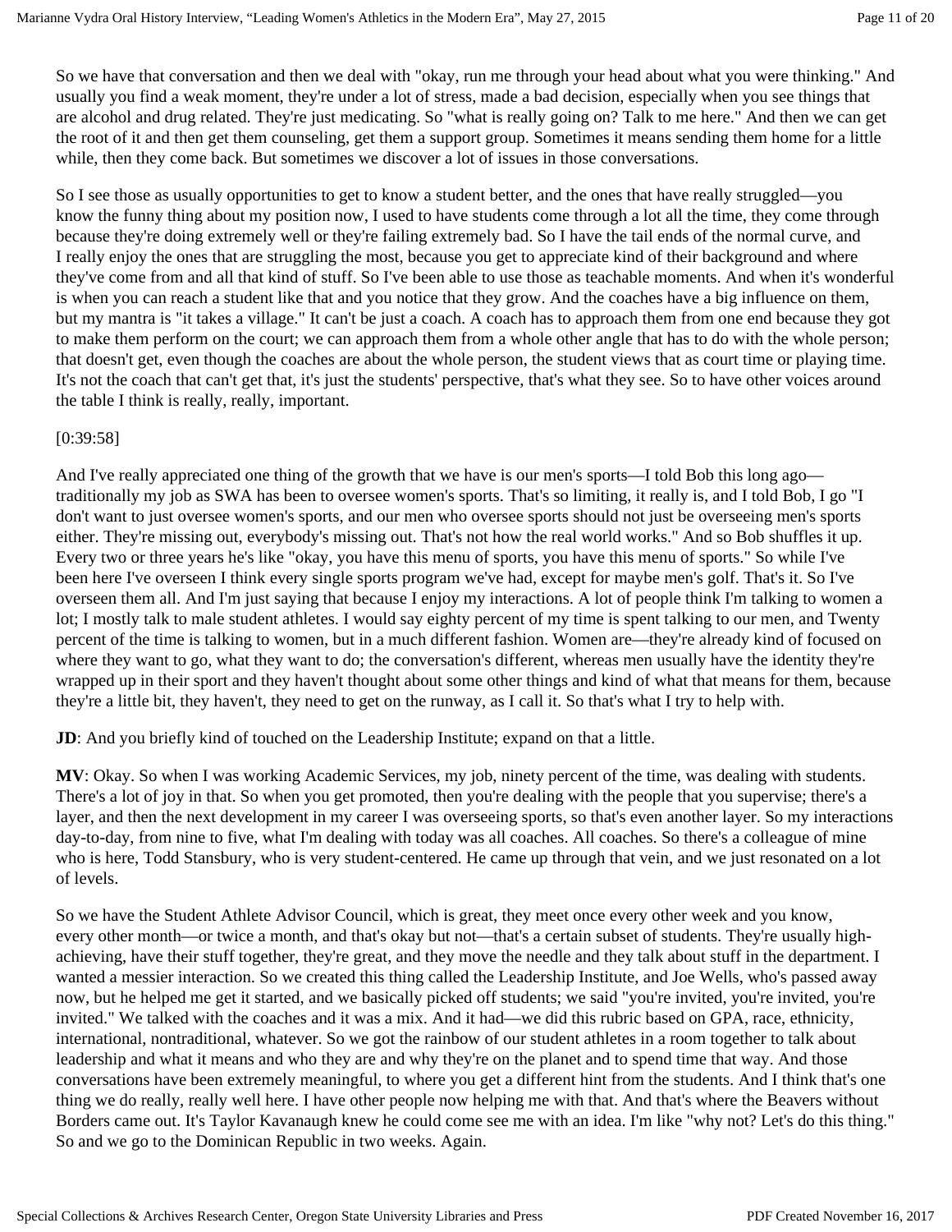So we have that conversation and then we deal with "okay, run me through your head about what you were thinking." And usually you find a weak moment, they're under a lot of stress, made a bad decision, especially when you see things that are alcohol and drug related. They're just medicating. So "what is really going on? Talk to me here." And then we can get the root of it and then get them counseling, get them a support group. Sometimes it means sending them home for a little while, then they come back. But sometimes we discover a lot of issues in those conversations.

So I see those as usually opportunities to get to know a student better, and the ones that have really struggled—you know the funny thing about my position now, I used to have students come through a lot all the time, they come through because they're doing extremely well or they're failing extremely bad. So I have the tail ends of the normal curve, and I really enjoy the ones that are struggling the most, because you get to appreciate kind of their background and where they've come from and all that kind of stuff. So I've been able to use those as teachable moments. And when it's wonderful is when you can reach a student like that and you notice that they grow. And the coaches have a big influence on them, but my mantra is "it takes a village." It can't be just a coach. A coach has to approach them from one end because they got to make them perform on the court; we can approach them from a whole other angle that has to do with the whole person; that doesn't get, even though the coaches are about the whole person, the student views that as court time or playing time. It's not the coach that can't get that, it's just the students' perspective, that's what they see. So to have other voices around the table I think is really, really, important.

[0:39:58]

And I've really appreciated one thing of the growth that we have is our men's sports—I told Bob this long ago—traditionally my job as SWA has been to oversee women's sports. That's so limiting, it really is, and I told Bob, I go "I don't want to just oversee women's sports, and our men who oversee sports should not just be overseeing men's sports either. They're missing out, everybody's missing out. That's not how the real world works." And so Bob shuffles it up. Every two or three years he's like "okay, you have this menu of sports, you have this menu of sports." So while I've been here I've overseen I think every single sports program we've had, except for maybe men's golf. That's it. So I've overseen them all. And I'm just saying that because I enjoy my interactions. A lot of people think I'm talking to women a lot; I mostly talk to male student athletes. I would say eighty percent of my time is spent talking to our men, and Twenty percent of the time is talking to women, but in a much different fashion. Women are—they're already kind of focused on where they want to go, what they want to do; the conversation's different, whereas men usually have the identity they're wrapped up in their sport and they haven't thought about some other things and kind of what that means for them, because they're a little bit, they haven't, they need to get on the runway, as I call it. So that's what I try to help with.

**JD**: And you briefly kind of touched on the Leadership Institute; expand on that a little.

**MV**: Okay. So when I was working Academic Services, my job, ninety percent of the time, was dealing with students. There's a lot of joy in that. So when you get promoted, then you're dealing with the people that you supervise; there's a layer, and then the next development in my career I was overseeing sports, so that's even another layer. So my interactions day-to-day, from nine to five, what I'm dealing with today was all coaches. All coaches. So there's a colleague of mine who is here, Todd Stansbury, who is very student-centered. He came up through that vein, and we just resonated on a lot of levels.

So we have the Student Athlete Advisor Council, which is great, they meet once every other week and you know, every other month—or twice a month, and that's okay but not—that's a certain subset of students. They're usually high-achieving, have their stuff together, they're great, and they move the needle and they talk about stuff in the department. I wanted a messier interaction. So we created this thing called the Leadership Institute, and Joe Wells, who's passed away now, but he helped me get it started, and we basically picked off students; we said "you're invited, you're invited, you're invited." We talked with the coaches and it was a mix. And it had—we did this rubric based on GPA, race, ethnicity, international, nontraditional, whatever. So we got the rainbow of our student athletes in a room together to talk about leadership and what it means and who they are and why they're on the planet and to spend time that way. And those conversations have been extremely meaningful, to where you get a different hint from the students. And I think that's one thing we do really, really well here. I have other people now helping me with that. And that's where the Beavers without Borders came out. It's Taylor Kavanaugh knew he could come see me with an idea. I'm like "why not? Let's do this thing." So and we go to the Dominican Republic in two weeks. Again.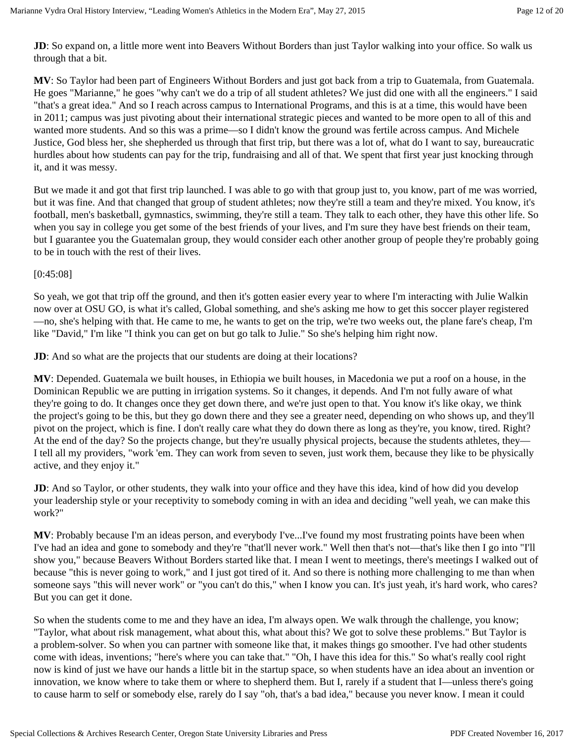**JD**: So expand on, a little more went into Beavers Without Borders than just Taylor walking into your office. So walk us through that a bit.

**MV**: So Taylor had been part of Engineers Without Borders and just got back from a trip to Guatemala, from Guatemala. He goes "Marianne," he goes "why can't we do a trip of all student athletes? We just did one with all the engineers." I said "that's a great idea." And so I reach across campus to International Programs, and this is at a time, this would have been in 2011; campus was just pivoting about their international strategic pieces and wanted to be more open to all of this and wanted more students. And so this was a prime—so I didn't know the ground was fertile across campus. And Michele Justice, God bless her, she shepherded us through that first trip, but there was a lot of, what do I want to say, bureaucratic hurdles about how students can pay for the trip, fundraising and all of that. We spent that first year just knocking through it, and it was messy.

But we made it and got that first trip launched. I was able to go with that group just to, you know, part of me was worried, but it was fine. And that changed that group of student athletes; now they're still a team and they're mixed. You know, it's football, men's basketball, gymnastics, swimming, they're still a team. They talk to each other, they have this other life. So when you say in college you get some of the best friends of your lives, and I'm sure they have best friends on their team, but I guarantee you the Guatemalan group, they would consider each other another group of people they're probably going to be in touch with the rest of their lives.

[0:45:08]

So yeah, we got that trip off the ground, and then it's gotten easier every year to where I'm interacting with Julie Walkin now over at OSU GO, is what it's called, Global something, and she's asking me how to get this soccer player registered—no, she's helping with that. He came to me, he wants to get on the trip, we're two weeks out, the plane fare's cheap, I'm like "David," I'm like "I think you can get on but go talk to Julie." So she's helping him right now.

**JD**: And so what are the projects that our students are doing at their locations?

**MV**: Depended. Guatemala we built houses, in Ethiopia we built houses, in Macedonia we put a roof on a house, in the Dominican Republic we are putting in irrigation systems. So it changes, it depends. And I'm not fully aware of what they're going to do. It changes once they get down there, and we're just open to that. You know it's like okay, we think the project's going to be this, but they go down there and they see a greater need, depending on who shows up, and they'll pivot on the project, which is fine. I don't really care what they do down there as long as they're, you know, tired. Right? At the end of the day? So the projects change, but they're usually physical projects, because the students athletes, they—I tell all my providers, "work 'em. They can work from seven to seven, just work them, because they like to be physically active, and they enjoy it."

**JD**: And so Taylor, or other students, they walk into your office and they have this idea, kind of how did you develop your leadership style or your receptivity to somebody coming in with an idea and deciding "well yeah, we can make this work?"

**MV**: Probably because I'm an ideas person, and everybody I've...I've found my most frustrating points have been when I've had an idea and gone to somebody and they're "that'll never work." Well then that's not—that's like then I go into "I'll show you," because Beavers Without Borders started like that. I mean I went to meetings, there's meetings I walked out of because "this is never going to work," and I just got tired of it. And so there is nothing more challenging to me than when someone says "this will never work" or "you can't do this," when I know you can. It's just yeah, it's hard work, who cares? But you can get it done.

So when the students come to me and they have an idea, I'm always open. We walk through the challenge, you know; "Taylor, what about risk management, what about this, what about this? We got to solve these problems." But Taylor is a problem-solver. So when you can partner with someone like that, it makes things go smoother. I've had other students come with ideas, inventions; "here's where you can take that." "Oh, I have this idea for this." So what's really cool right now is kind of just we have our hands a little bit in the startup space, so when students have an idea about an invention or innovation, we know where to take them or where to shepherd them. But I, rarely if a student that I—unless there's going to cause harm to self or somebody else, rarely do I say "oh, that's a bad idea," because you never know. I mean it could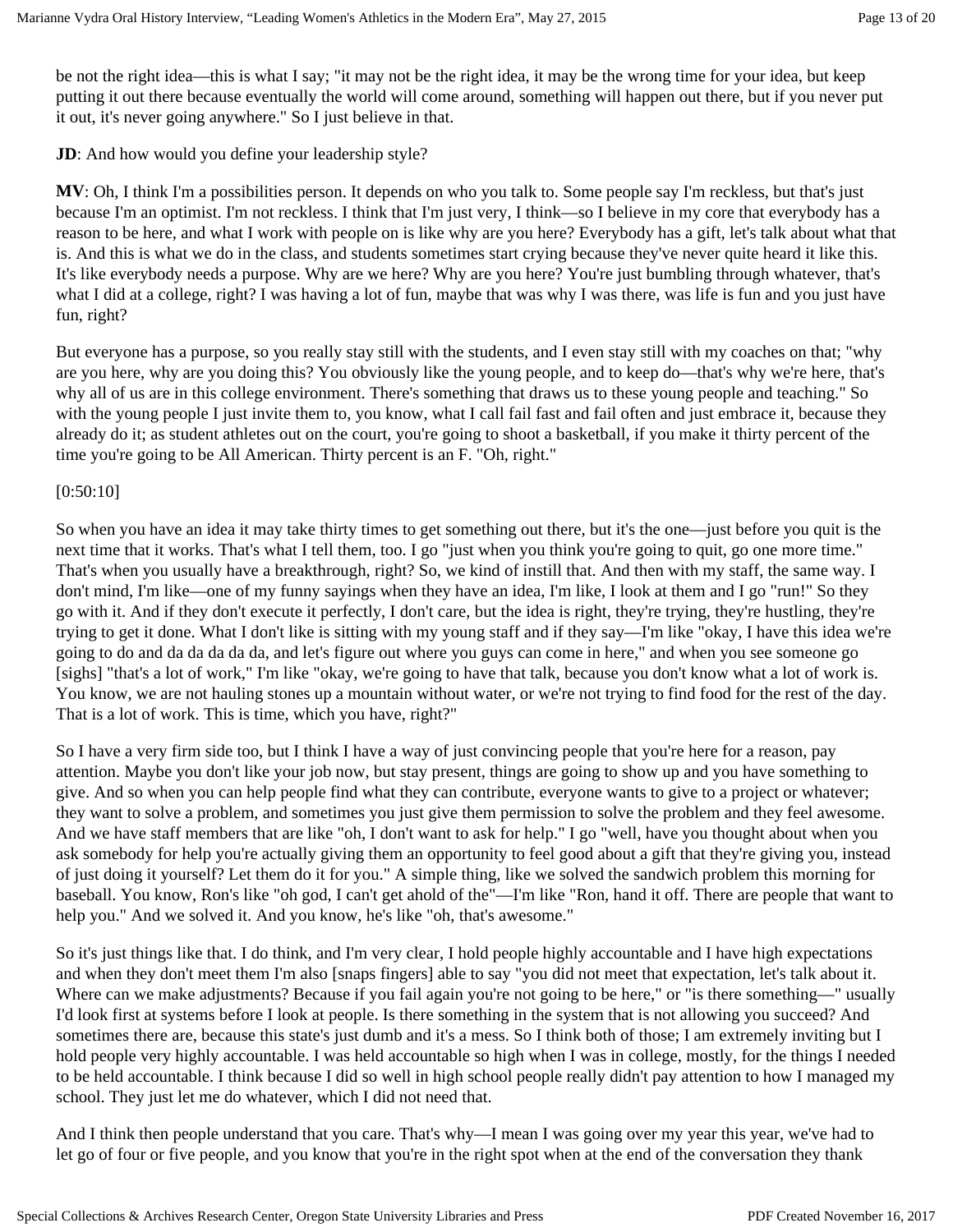be not the right idea—this is what I say; "it may not be the right idea, it may be the wrong time for your idea, but keep putting it out there because eventually the world will come around, something will happen out there, but if you never put it out, it's never going anywhere." So I just believe in that.

**JD**: And how would you define your leadership style?

**MV**: Oh, I think I'm a possibilities person. It depends on who you talk to. Some people say I'm reckless, but that's just because I'm an optimist. I'm not reckless. I think that I'm just very, I think—so I believe in my core that everybody has a reason to be here, and what I work with people on is like why are you here? Everybody has a gift, let's talk about what that is. And this is what we do in the class, and students sometimes start crying because they've never quite heard it like this. It's like everybody needs a purpose. Why are we here? Why are you here? You're just bumbling through whatever, that's what I did at a college, right? I was having a lot of fun, maybe that was why I was there, was life is fun and you just have fun, right?

But everyone has a purpose, so you really stay still with the students, and I even stay still with my coaches on that; "why are you here, why are you doing this? You obviously like the young people, and to keep do—that's why we're here, that's why all of us are in this college environment. There's something that draws us to these young people and teaching." So with the young people I just invite them to, you know, what I call fail fast and fail often and just embrace it, because they already do it; as student athletes out on the court, you're going to shoot a basketball, if you make it thirty percent of the time you're going to be All American. Thirty percent is an F. "Oh, right."

[0:50:10]

So when you have an idea it may take thirty times to get something out there, but it's the one—just before you quit is the next time that it works. That's what I tell them, too. I go "just when you think you're going to quit, go one more time." That's when you usually have a breakthrough, right? So, we kind of instill that. And then with my staff, the same way. I don't mind, I'm like—one of my funny sayings when they have an idea, I'm like, I look at them and I go "run!" So they go with it. And if they don't execute it perfectly, I don't care, but the idea is right, they're trying, they're hustling, they're trying to get it done. What I don't like is sitting with my young staff and if they say—I'm like "okay, I have this idea we're going to do and da da da da da, and let's figure out where you guys can come in here," and when you see someone go [sighs] "that's a lot of work," I'm like "okay, we're going to have that talk, because you don't know what a lot of work is. You know, we are not hauling stones up a mountain without water, or we're not trying to find food for the rest of the day. That is a lot of work. This is time, which you have, right?"

So I have a very firm side too, but I think I have a way of just convincing people that you're here for a reason, pay attention. Maybe you don't like your job now, but stay present, things are going to show up and you have something to give. And so when you can help people find what they can contribute, everyone wants to give to a project or whatever; they want to solve a problem, and sometimes you just give them permission to solve the problem and they feel awesome. And we have staff members that are like "oh, I don't want to ask for help." I go "well, have you thought about when you ask somebody for help you're actually giving them an opportunity to feel good about a gift that they're giving you, instead of just doing it yourself? Let them do it for you." A simple thing, like we solved the sandwich problem this morning for baseball. You know, Ron's like "oh god, I can't get ahold of the"—I'm like "Ron, hand it off. There are people that want to help you." And we solved it. And you know, he's like "oh, that's awesome."

So it's just things like that. I do think, and I'm very clear, I hold people highly accountable and I have high expectations and when they don't meet them I'm also [snaps fingers] able to say "you did not meet that expectation, let's talk about it. Where can we make adjustments? Because if you fail again you're not going to be here," or "is there something—" usually I'd look first at systems before I look at people. Is there something in the system that is not allowing you succeed? And sometimes there are, because this state's just dumb and it's a mess. So I think both of those; I am extremely inviting but I hold people very highly accountable. I was held accountable so high when I was in college, mostly, for the things I needed to be held accountable. I think because I did so well in high school people really didn't pay attention to how I managed my school. They just let me do whatever, which I did not need that.

And I think then people understand that you care. That's why—I mean I was going over my year this year, we've had to let go of four or five people, and you know that you're in the right spot when at the end of the conversation they thank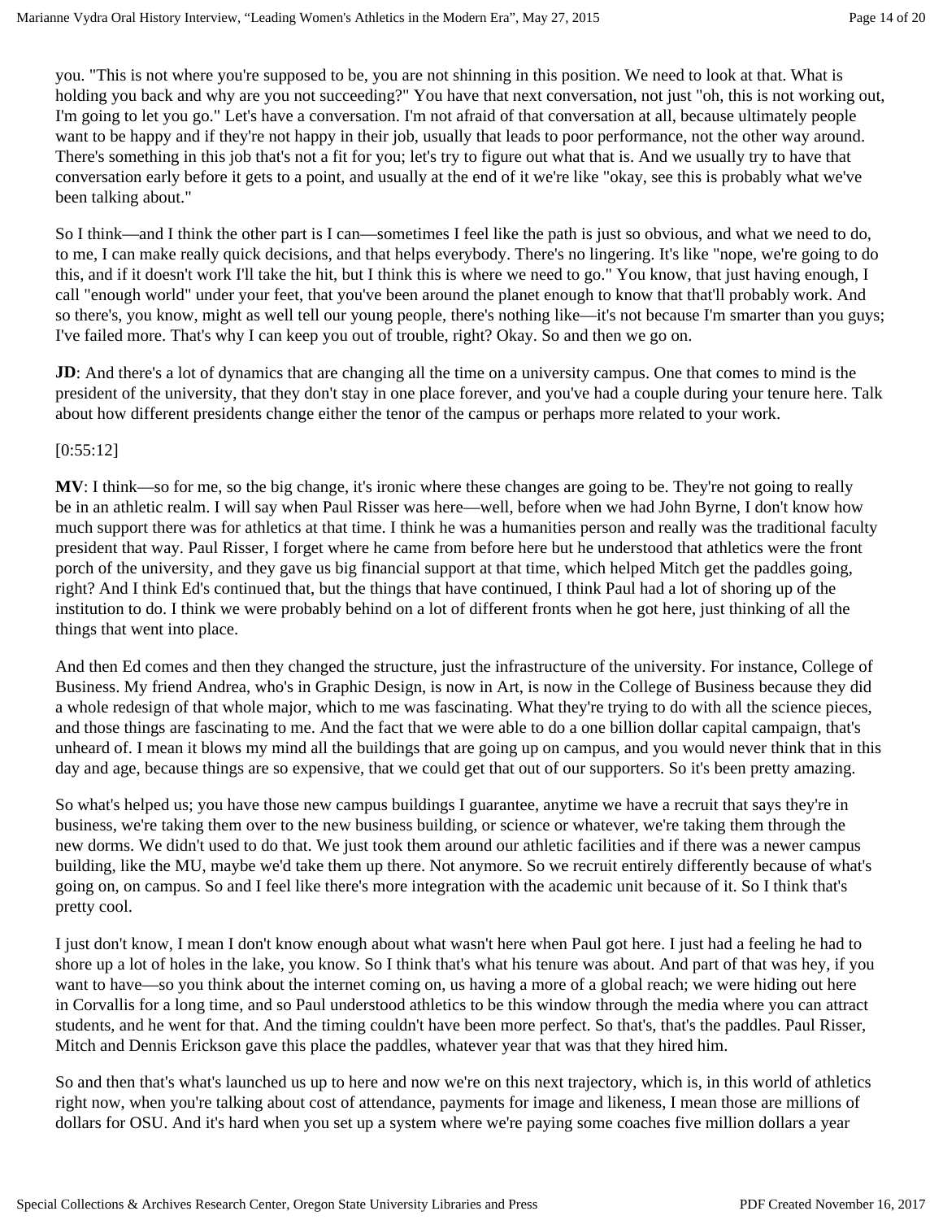you. "This is not where you're supposed to be, you are not shinning in this position. We need to look at that. What is holding you back and why are you not succeeding?" You have that next conversation, not just "oh, this is not working out, I'm going to let you go." Let's have a conversation. I'm not afraid of that conversation at all, because ultimately people want to be happy and if they're not happy in their job, usually that leads to poor performance, not the other way around. There's something in this job that's not a fit for you; let's try to figure out what that is. And we usually try to have that conversation early before it gets to a point, and usually at the end of it we're like "okay, see this is probably what we've been talking about."

So I think—and I think the other part is I can—sometimes I feel like the path is just so obvious, and what we need to do, to me, I can make really quick decisions, and that helps everybody. There's no lingering. It's like "nope, we're going to do this, and if it doesn't work I'll take the hit, but I think this is where we need to go." You know, that just having enough, I call "enough world" under your feet, that you've been around the planet enough to know that that'll probably work. And so there's, you know, might as well tell our young people, there's nothing like—it's not because I'm smarter than you guys; I've failed more. That's why I can keep you out of trouble, right? Okay. So and then we go on.

**JD**: And there's a lot of dynamics that are changing all the time on a university campus. One that comes to mind is the president of the university, that they don't stay in one place forever, and you've had a couple during your tenure here. Talk about how different presidents change either the tenor of the campus or perhaps more related to your work.

[0:55:12]

**MV**: I think—so for me, so the big change, it's ironic where these changes are going to be. They're not going to really be in an athletic realm. I will say when Paul Risser was here—well, before when we had John Byrne, I don't know how much support there was for athletics at that time. I think he was a humanities person and really was the traditional faculty president that way. Paul Risser, I forget where he came from before here but he understood that athletics were the front porch of the university, and they gave us big financial support at that time, which helped Mitch get the paddles going, right? And I think Ed's continued that, but the things that have continued, I think Paul had a lot of shoring up of the institution to do. I think we were probably behind on a lot of different fronts when he got here, just thinking of all the things that went into place.

And then Ed comes and then they changed the structure, just the infrastructure of the university. For instance, College of Business. My friend Andrea, who's in Graphic Design, is now in Art, is now in the College of Business because they did a whole redesign of that whole major, which to me was fascinating. What they're trying to do with all the science pieces, and those things are fascinating to me. And the fact that we were able to do a one billion dollar capital campaign, that's unheard of. I mean it blows my mind all the buildings that are going up on campus, and you would never think that in this day and age, because things are so expensive, that we could get that out of our supporters. So it's been pretty amazing.

So what's helped us; you have those new campus buildings I guarantee, anytime we have a recruit that says they're in business, we're taking them over to the new business building, or science or whatever, we're taking them through the new dorms. We didn't used to do that. We just took them around our athletic facilities and if there was a newer campus building, like the MU, maybe we'd take them up there. Not anymore. So we recruit entirely differently because of what's going on, on campus. So and I feel like there's more integration with the academic unit because of it. So I think that's pretty cool.

I just don't know, I mean I don't know enough about what wasn't here when Paul got here. I just had a feeling he had to shore up a lot of holes in the lake, you know. So I think that's what his tenure was about. And part of that was hey, if you want to have—so you think about the internet coming on, us having a more of a global reach; we were hiding out here in Corvallis for a long time, and so Paul understood athletics to be this window through the media where you can attract students, and he went for that. And the timing couldn't have been more perfect. So that's, that's the paddles. Paul Risser, Mitch and Dennis Erickson gave this place the paddles, whatever year that was that they hired him.

So and then that's what's launched us up to here and now we're on this next trajectory, which is, in this world of athletics right now, when you're talking about cost of attendance, payments for image and likeness, I mean those are millions of dollars for OSU. And it's hard when you set up a system where we're paying some coaches five million dollars a year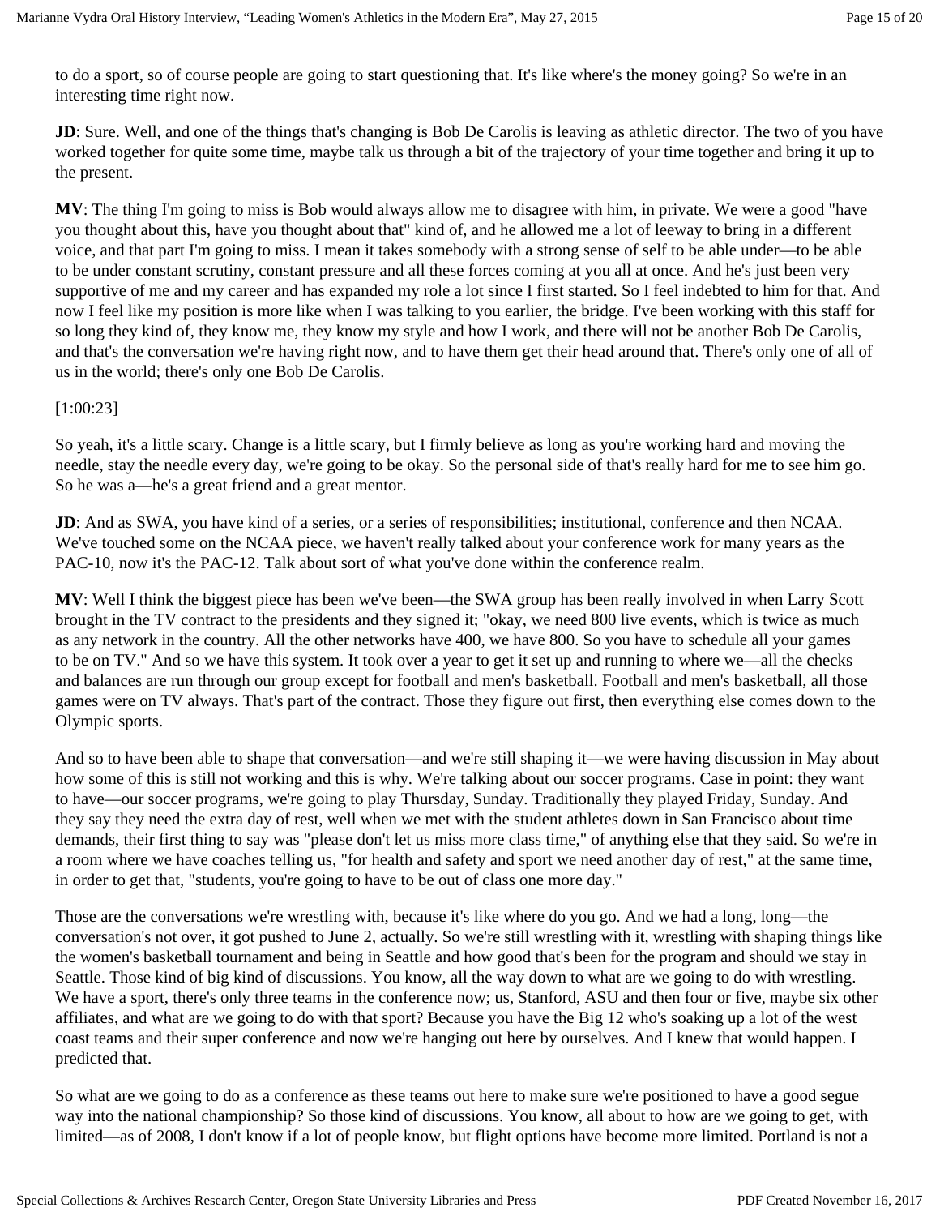to do a sport, so of course people are going to start questioning that. It's like where's the money going? So we're in an interesting time right now.

**JD**: Sure. Well, and one of the things that's changing is Bob De Carolis is leaving as athletic director. The two of you have worked together for quite some time, maybe talk us through a bit of the trajectory of your time together and bring it up to the present.

**MV**: The thing I'm going to miss is Bob would always allow me to disagree with him, in private. We were a good "have you thought about this, have you thought about that" kind of, and he allowed me a lot of leeway to bring in a different voice, and that part I'm going to miss. I mean it takes somebody with a strong sense of self to be able under—to be able to be under constant scrutiny, constant pressure and all these forces coming at you all at once. And he's just been very supportive of me and my career and has expanded my role a lot since I first started. So I feel indebted to him for that. And now I feel like my position is more like when I was talking to you earlier, the bridge. I've been working with this staff for so long they kind of, they know me, they know my style and how I work, and there will not be another Bob De Carolis, and that's the conversation we're having right now, and to have them get their head around that. There's only one of all of us in the world; there's only one Bob De Carolis.

[1:00:23]

So yeah, it's a little scary. Change is a little scary, but I firmly believe as long as you're working hard and moving the needle, stay the needle every day, we're going to be okay. So the personal side of that's really hard for me to see him go. So he was a—he's a great friend and a great mentor.

**JD**: And as SWA, you have kind of a series, or a series of responsibilities; institutional, conference and then NCAA. We've touched some on the NCAA piece, we haven't really talked about your conference work for many years as the PAC-10, now it's the PAC-12. Talk about sort of what you've done within the conference realm.

**MV**: Well I think the biggest piece has been we've been—the SWA group has been really involved in when Larry Scott brought in the TV contract to the presidents and they signed it; "okay, we need 800 live events, which is twice as much as any network in the country. All the other networks have 400, we have 800. So you have to schedule all your games to be on TV." And so we have this system. It took over a year to get it set up and running to where we—all the checks and balances are run through our group except for football and men's basketball. Football and men's basketball, all those games were on TV always. That's part of the contract. Those they figure out first, then everything else comes down to the Olympic sports.

And so to have been able to shape that conversation—and we're still shaping it—we were having discussion in May about how some of this is still not working and this is why. We're talking about our soccer programs. Case in point: they want to have—our soccer programs, we're going to play Thursday, Sunday. Traditionally they played Friday, Sunday. And they say they need the extra day of rest, well when we met with the student athletes down in San Francisco about time demands, their first thing to say was "please don't let us miss more class time," of anything else that they said. So we're in a room where we have coaches telling us, "for health and safety and sport we need another day of rest," at the same time, in order to get that, "students, you're going to have to be out of class one more day."

Those are the conversations we're wrestling with, because it's like where do you go. And we had a long, long—the conversation's not over, it got pushed to June 2, actually. So we're still wrestling with it, wrestling with shaping things like the women's basketball tournament and being in Seattle and how good that's been for the program and should we stay in Seattle. Those kind of big kind of discussions. You know, all the way down to what are we going to do with wrestling. We have a sport, there's only three teams in the conference now; us, Stanford, ASU and then four or five, maybe six other affiliates, and what are we going to do with that sport? Because you have the Big 12 who's soaking up a lot of the west coast teams and their super conference and now we're hanging out here by ourselves. And I knew that would happen. I predicted that.

So what are we going to do as a conference as these teams out here to make sure we're positioned to have a good segue way into the national championship? So those kind of discussions. You know, all about to how are we going to get, with limited—as of 2008, I don't know if a lot of people know, but flight options have become more limited. Portland is not a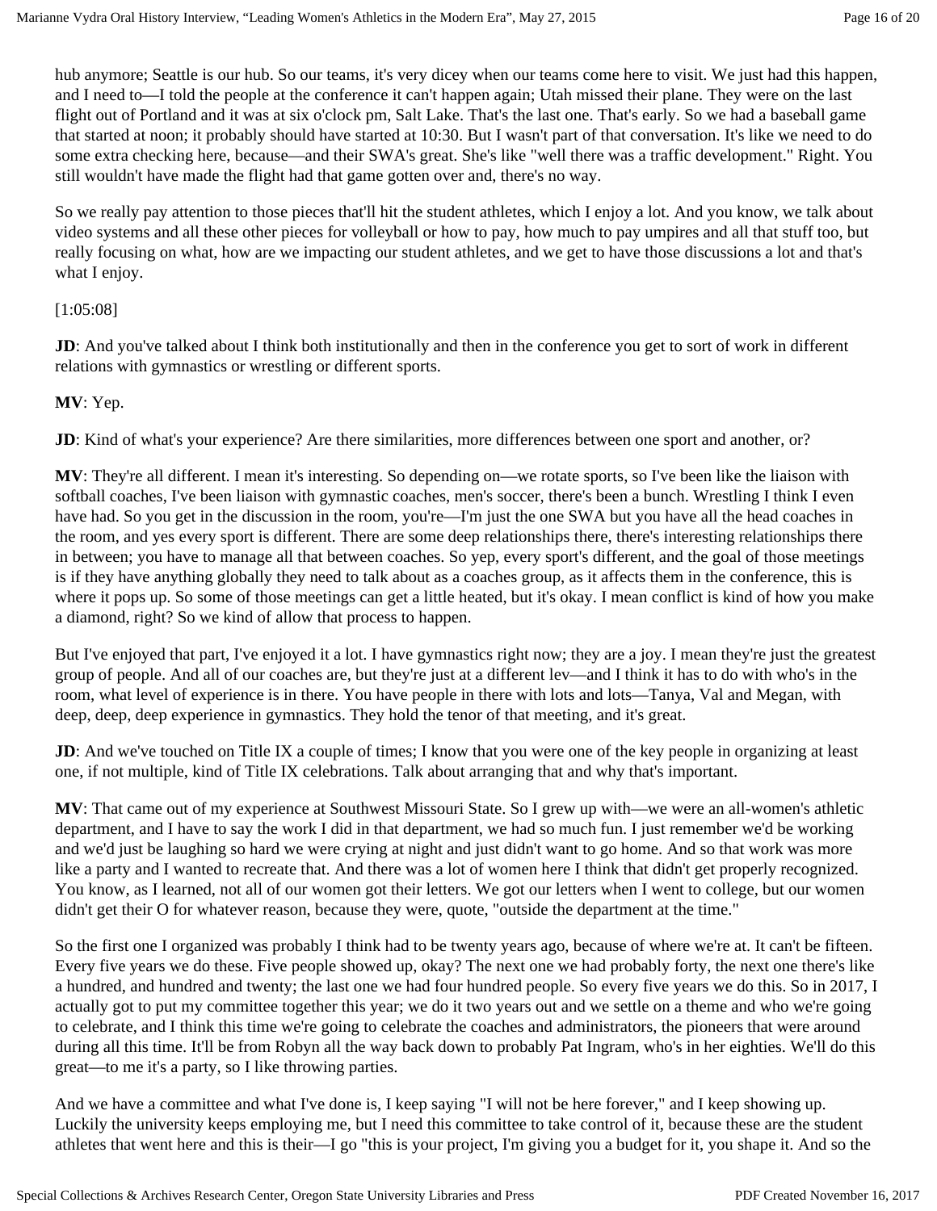hub anymore; Seattle is our hub. So our teams, it's very dicey when our teams come here to visit. We just had this happen, and I need to—I told the people at the conference it can't happen again; Utah missed their plane. They were on the last flight out of Portland and it was at six o'clock pm, Salt Lake. That's the last one. That's early. So we had a baseball game that started at noon; it probably should have started at 10:30. But I wasn't part of that conversation. It's like we need to do some extra checking here, because—and their SWA's great. She's like "well there was a traffic development." Right. You still wouldn't have made the flight had that game gotten over and, there's no way.

So we really pay attention to those pieces that'll hit the student athletes, which I enjoy a lot. And you know, we talk about video systems and all these other pieces for volleyball or how to pay, how much to pay umpires and all that stuff too, but really focusing on what, how are we impacting our student athletes, and we get to have those discussions a lot and that's what I enjoy.

[1:05:08]

**JD**: And you've talked about I think both institutionally and then in the conference you get to sort of work in different relations with gymnastics or wrestling or different sports.

**MV**: Yep.

**JD**: Kind of what's your experience? Are there similarities, more differences between one sport and another, or?

**MV**: They're all different. I mean it's interesting. So depending on—we rotate sports, so I've been like the liaison with softball coaches, I've been liaison with gymnastic coaches, men's soccer, there's been a bunch. Wrestling I think I even have had. So you get in the discussion in the room, you're—I'm just the one SWA but you have all the head coaches in the room, and yes every sport is different. There are some deep relationships there, there's interesting relationships there in between; you have to manage all that between coaches. So yep, every sport's different, and the goal of those meetings is if they have anything globally they need to talk about as a coaches group, as it affects them in the conference, this is where it pops up. So some of those meetings can get a little heated, but it's okay. I mean conflict is kind of how you make a diamond, right? So we kind of allow that process to happen.

But I've enjoyed that part, I've enjoyed it a lot. I have gymnastics right now; they are a joy. I mean they're just the greatest group of people. And all of our coaches are, but they're just at a different lev—and I think it has to do with who's in the room, what level of experience is in there. You have people in there with lots and lots—Tanya, Val and Megan, with deep, deep, deep experience in gymnastics. They hold the tenor of that meeting, and it's great.

**JD**: And we've touched on Title IX a couple of times; I know that you were one of the key people in organizing at least one, if not multiple, kind of Title IX celebrations. Talk about arranging that and why that's important.

**MV**: That came out of my experience at Southwest Missouri State. So I grew up with—we were an all-women's athletic department, and I have to say the work I did in that department, we had so much fun. I just remember we'd be working and we'd just be laughing so hard we were crying at night and just didn't want to go home. And so that work was more like a party and I wanted to recreate that. And there was a lot of women here I think that didn't get properly recognized. You know, as I learned, not all of our women got their letters. We got our letters when I went to college, but our women didn't get their O for whatever reason, because they were, quote, "outside the department at the time."

So the first one I organized was probably I think had to be twenty years ago, because of where we're at. It can't be fifteen. Every five years we do these. Five people showed up, okay? The next one we had probably forty, the next one there's like a hundred, and hundred and twenty; the last one we had four hundred people. So every five years we do this. So in 2017, I actually got to put my committee together this year; we do it two years out and we settle on a theme and who we're going to celebrate, and I think this time we're going to celebrate the coaches and administrators, the pioneers that were around during all this time. It'll be from Robyn all the way back down to probably Pat Ingram, who's in her eighties. We'll do this great—to me it's a party, so I like throwing parties.

And we have a committee and what I've done is, I keep saying "I will not be here forever," and I keep showing up. Luckily the university keeps employing me, but I need this committee to take control of it, because these are the student athletes that went here and this is their—I go "this is your project, I'm giving you a budget for it, you shape it. And so the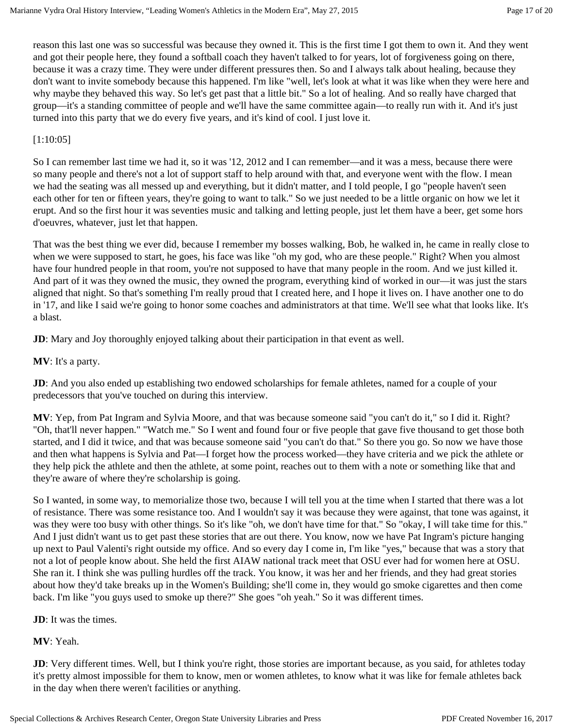reason this last one was so successful was because they owned it. This is the first time I got them to own it. And they went and got their people here, they found a softball coach they haven't talked to for years, lot of forgiveness going on there, because it was a crazy time. They were under different pressures then. So and I always talk about healing, because they don't want to invite somebody because this happened. I'm like "well, let's look at what it was like when they were here and why maybe they behaved this way. So let's get past that a little bit." So a lot of healing. And so really have charged that group—it's a standing committee of people and we'll have the same committee again—to really run with it. And it's just turned into this party that we do every five years, and it's kind of cool. I just love it.

[1:10:05]

So I can remember last time we had it, so it was '12, 2012 and I can remember—and it was a mess, because there were so many people and there's not a lot of support staff to help around with that, and everyone went with the flow. I mean we had the seating was all messed up and everything, but it didn't matter, and I told people, I go "people haven't seen each other for ten or fifteen years, they're going to want to talk." So we just needed to be a little organic on how we let it erupt. And so the first hour it was seventies music and talking and letting people, just let them have a beer, get some hors d'oeuvres, whatever, just let that happen.

That was the best thing we ever did, because I remember my bosses walking, Bob, he walked in, he came in really close to when we were supposed to start, he goes, his face was like "oh my god, who are these people." Right? When you almost have four hundred people in that room, you're not supposed to have that many people in the room. And we just killed it. And part of it was they owned the music, they owned the program, everything kind of worked in our—it was just the stars aligned that night. So that's something I'm really proud that I created here, and I hope it lives on. I have another one to do in '17, and like I said we're going to honor some coaches and administrators at that time. We'll see what that looks like. It's a blast.

**JD**: Mary and Joy thoroughly enjoyed talking about their participation in that event as well.

**MV**: It's a party.

**JD**: And you also ended up establishing two endowed scholarships for female athletes, named for a couple of your predecessors that you've touched on during this interview.

**MV**: Yep, from Pat Ingram and Sylvia Moore, and that was because someone said "you can't do it," so I did it. Right? "Oh, that'll never happen." "Watch me." So I went and found four or five people that gave five thousand to get those both started, and I did it twice, and that was because someone said "you can't do that." So there you go. So now we have those and then what happens is Sylvia and Pat—I forget how the process worked—they have criteria and we pick the athlete or they help pick the athlete and then the athlete, at some point, reaches out to them with a note or something like that and they're aware of where they're scholarship is going.

So I wanted, in some way, to memorialize those two, because I will tell you at the time when I started that there was a lot of resistance. There was some resistance too. And I wouldn't say it was because they were against, that tone was against, it was they were too busy with other things. So it's like "oh, we don't have time for that." So "okay, I will take time for this." And I just didn't want us to get past these stories that are out there. You know, now we have Pat Ingram's picture hanging up next to Paul Valenti's right outside my office. And so every day I come in, I'm like "yes," because that was a story that not a lot of people know about. She held the first AIAW national track meet that OSU ever had for women here at OSU. She ran it. I think she was pulling hurdles off the track. You know, it was her and her friends, and they had great stories about how they'd take breaks up in the Women's Building; she'll come in, they would go smoke cigarettes and then come back. I'm like "you guys used to smoke up there?" She goes "oh yeah." So it was different times.

**JD**: It was the times.

**MV**: Yeah.

**JD**: Very different times. Well, but I think you're right, those stories are important because, as you said, for athletes today it's pretty almost impossible for them to know, men or women athletes, to know what it was like for female athletes back in the day when there weren't facilities or anything.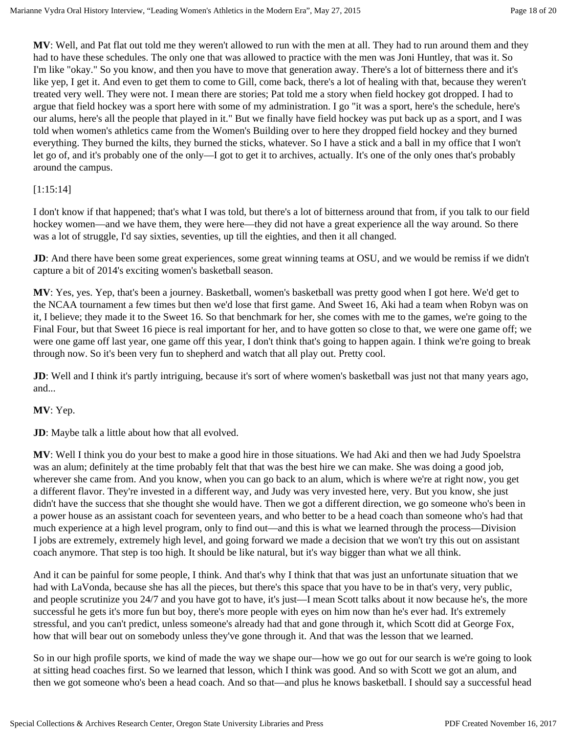**MV**: Well, and Pat flat out told me they weren't allowed to run with the men at all. They had to run around them and they had to have these schedules. The only one that was allowed to practice with the men was Joni Huntley, that was it. So I'm like "okay." So you know, and then you have to move that generation away. There's a lot of bitterness there and it's like yep, I get it. And even to get them to come to Gill, come back, there's a lot of healing with that, because they weren't treated very well. They were not. I mean there are stories; Pat told me a story when field hockey got dropped. I had to argue that field hockey was a sport here with some of my administration. I go "it was a sport, here's the schedule, here's our alums, here's all the people that played in it." But we finally have field hockey was put back up as a sport, and I was told when women's athletics came from the Women's Building over to here they dropped field hockey and they burned everything. They burned the kilts, they burned the sticks, whatever. So I have a stick and a ball in my office that I won't let go of, and it's probably one of the only—I got to get it to archives, actually. It's one of the only ones that's probably around the campus.

[1:15:14]

I don't know if that happened; that's what I was told, but there's a lot of bitterness around that from, if you talk to our field hockey women—and we have them, they were here—they did not have a great experience all the way around. So there was a lot of struggle, I'd say sixties, seventies, up till the eighties, and then it all changed.

**JD**: And there have been some great experiences, some great winning teams at OSU, and we would be remiss if we didn't capture a bit of 2014's exciting women's basketball season.

**MV**: Yes, yes. Yep, that's been a journey. Basketball, women's basketball was pretty good when I got here. We'd get to the NCAA tournament a few times but then we'd lose that first game. And Sweet 16, Aki had a team when Robyn was on it, I believe; they made it to the Sweet 16. So that benchmark for her, she comes with me to the games, we're going to the Final Four, but that Sweet 16 piece is real important for her, and to have gotten so close to that, we were one game off; we were one game off last year, one game off this year, I don't think that's going to happen again. I think we're going to break through now. So it's been very fun to shepherd and watch that all play out. Pretty cool.

**JD**: Well and I think it's partly intriguing, because it's sort of where women's basketball was just not that many years ago, and...

**MV**: Yep.

**JD**: Maybe talk a little about how that all evolved.

**MV**: Well I think you do your best to make a good hire in those situations. We had Aki and then we had Judy Spoelstra was an alum; definitely at the time probably felt that that was the best hire we can make. She was doing a good job, wherever she came from. And you know, when you can go back to an alum, which is where we're at right now, you get a different flavor. They're invested in a different way, and Judy was very invested here, very. But you know, she just didn't have the success that she thought she would have. Then we got a different direction, we go someone who's been in a power house as an assistant coach for seventeen years, and who better to be a head coach than someone who's had that much experience at a high level program, only to find out—and this is what we learned through the process—Division I jobs are extremely, extremely high level, and going forward we made a decision that we won't try this out on assistant coach anymore. That step is too high. It should be like natural, but it's way bigger than what we all think.

And it can be painful for some people, I think. And that's why I think that that was just an unfortunate situation that we had with LaVonda, because she has all the pieces, but there's this space that you have to be in that's very, very public, and people scrutinize you 24/7 and you have got to have, it's just—I mean Scott talks about it now because he's, the more successful he gets it's more fun but boy, there's more people with eyes on him now than he's ever had. It's extremely stressful, and you can't predict, unless someone's already had that and gone through it, which Scott did at George Fox, how that will bear out on somebody unless they've gone through it. And that was the lesson that we learned.

So in our high profile sports, we kind of made the way we shape our—how we go out for our search is we're going to look at sitting head coaches first. So we learned that lesson, which I think was good. And so with Scott we got an alum, and then we got someone who's been a head coach. And so that—and plus he knows basketball. I should say a successful head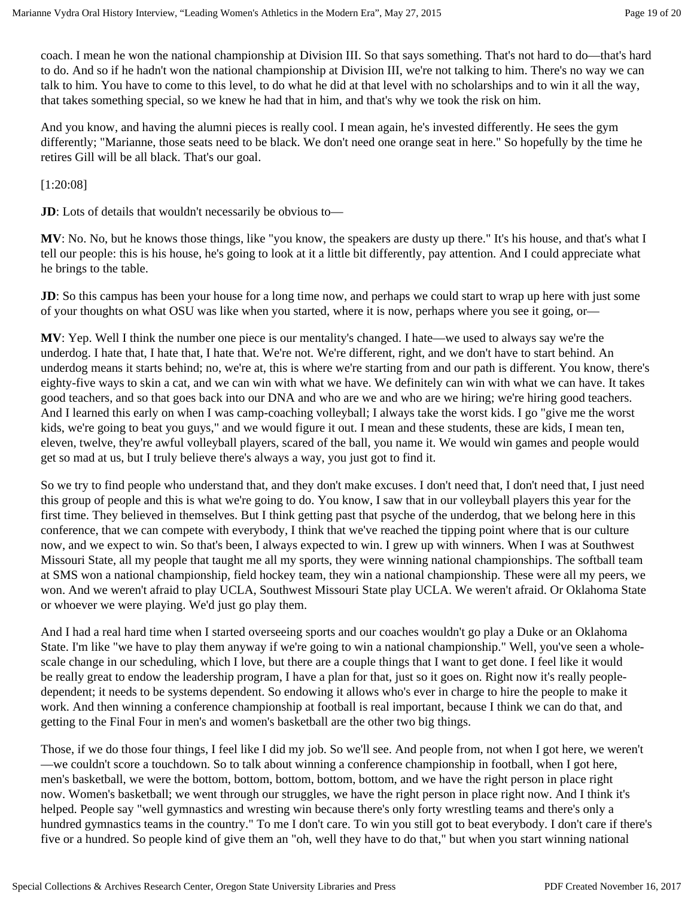coach. I mean he won the national championship at Division III. So that says something. That's not hard to do—that's hard to do. And so if he hadn't won the national championship at Division III, we're not talking to him. There's no way we can talk to him. You have to come to this level, to do what he did at that level with no scholarships and to win it all the way, that takes something special, so we knew he had that in him, and that's why we took the risk on him.

And you know, and having the alumni pieces is really cool. I mean again, he's invested differently. He sees the gym differently; "Marianne, those seats need to be black. We don't need one orange seat in here." So hopefully by the time he retires Gill will be all black. That's our goal.

[1:20:08]

**JD**: Lots of details that wouldn't necessarily be obvious to—

**MV**: No. No, but he knows those things, like "you know, the speakers are dusty up there." It's his house, and that's what I tell our people: this is his house, he's going to look at it a little bit differently, pay attention. And I could appreciate what he brings to the table.

**JD**: So this campus has been your house for a long time now, and perhaps we could start to wrap up here with just some of your thoughts on what OSU was like when you started, where it is now, perhaps where you see it going, or—

**MV**: Yep. Well I think the number one piece is our mentality's changed. I hate—we used to always say we're the underdog. I hate that, I hate that, I hate that. We're not. We're different, right, and we don't have to start behind. An underdog means it starts behind; no, we're at, this is where we're starting from and our path is different. You know, there's eighty-five ways to skin a cat, and we can win with what we have. We definitely can win with what we can have. It takes good teachers, and so that goes back into our DNA and who are we and who are we hiring; we're hiring good teachers. And I learned this early on when I was camp-coaching volleyball; I always take the worst kids. I go "give me the worst kids, we're going to beat you guys," and we would figure it out. I mean and these students, these are kids, I mean ten, eleven, twelve, they're awful volleyball players, scared of the ball, you name it. We would win games and people would get so mad at us, but I truly believe there's always a way, you just got to find it.

So we try to find people who understand that, and they don't make excuses. I don't need that, I don't need that, I just need this group of people and this is what we're going to do. You know, I saw that in our volleyball players this year for the first time. They believed in themselves. But I think getting past that psyche of the underdog, that we belong here in this conference, that we can compete with everybody, I think that we've reached the tipping point where that is our culture now, and we expect to win. So that's been, I always expected to win. I grew up with winners. When I was at Southwest Missouri State, all my people that taught me all my sports, they were winning national championships. The softball team at SMS won a national championship, field hockey team, they win a national championship. These were all my peers, we won. And we weren't afraid to play UCLA, Southwest Missouri State play UCLA. We weren't afraid. Or Oklahoma State or whoever we were playing. We'd just go play them.

And I had a real hard time when I started overseeing sports and our coaches wouldn't go play a Duke or an Oklahoma State. I'm like "we have to play them anyway if we're going to win a national championship." Well, you've seen a whole-scale change in our scheduling, which I love, but there are a couple things that I want to get done. I feel like it would be really great to endow the leadership program, I have a plan for that, just so it goes on. Right now it's really people-dependent; it needs to be systems dependent. So endowing it allows who's ever in charge to hire the people to make it work. And then winning a conference championship at football is real important, because I think we can do that, and getting to the Final Four in men's and women's basketball are the other two big things.

Those, if we do those four things, I feel like I did my job. So we'll see. And people from, not when I got here, we weren't—we couldn't score a touchdown. So to talk about winning a conference championship in football, when I got here, men's basketball, we were the bottom, bottom, bottom, bottom, bottom, and we have the right person in place right now. Women's basketball; we went through our struggles, we have the right person in place right now. And I think it's helped. People say "well gymnastics and wresting win because there's only forty wrestling teams and there's only a hundred gymnastics teams in the country." To me I don't care. To win you still got to beat everybody. I don't care if there's five or a hundred. So people kind of give them an "oh, well they have to do that," but when you start winning national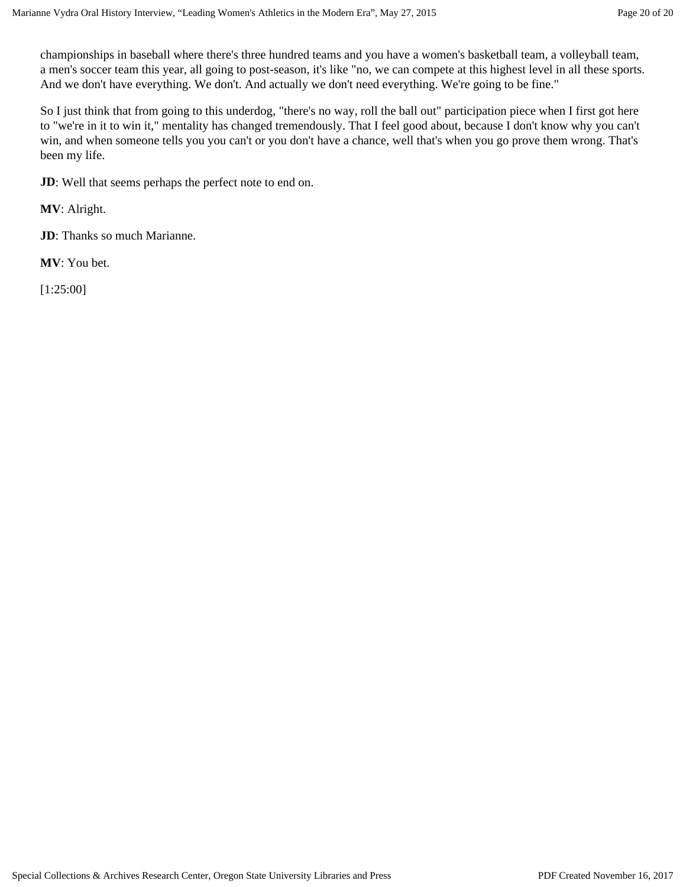championships in baseball where there's three hundred teams and you have a women's basketball team, a volleyball team, a men's soccer team this year, all going to post-season, it's like "no, we can compete at this highest level in all these sports. And we don't have everything. We don't. And actually we don't need everything. We're going to be fine."

So I just think that from going to this underdog, "there's no way, roll the ball out" participation piece when I first got here to "we're in it to win it," mentality has changed tremendously. That I feel good about, because I don't know why you can't win, and when someone tells you you can't or you don't have a chance, well that's when you go prove them wrong. That's been my life.

**JD**: Well that seems perhaps the perfect note to end on.

**MV**: Alright.

**JD**: Thanks so much Marianne.

**MV**: You bet.

[1:25:00]